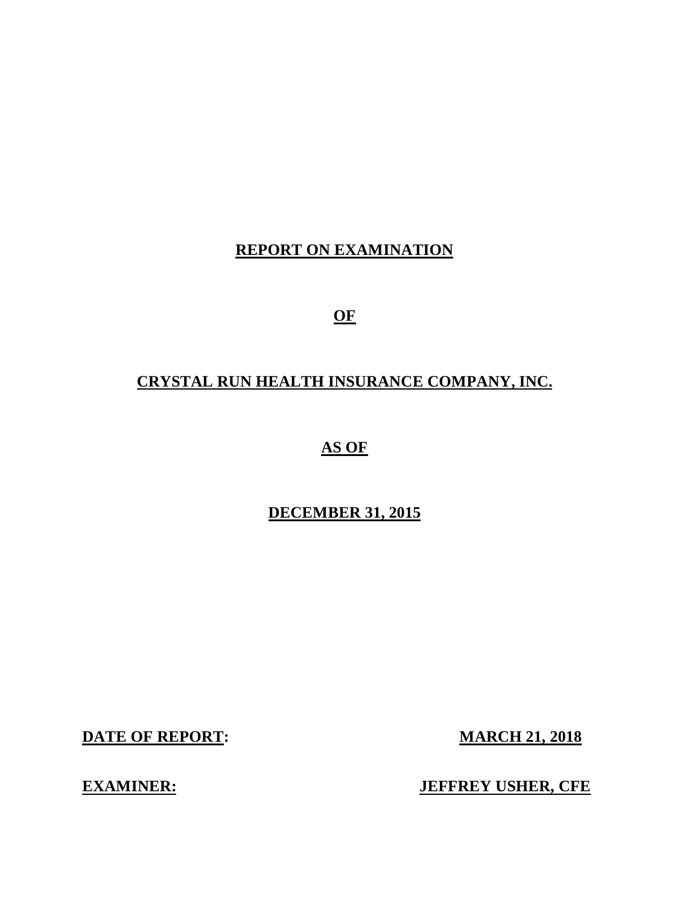# REPORT ON EXAMINATION

# OF

# CRYSTAL RUN HEALTH INSURANCE COMPANY, INC.

# AS OF

# DECEMBER 31, 2015

**DATE OF REPORT:** **MARCH 21, 2018**

**EXAMINER:** **JEFFREY USHER, CFE**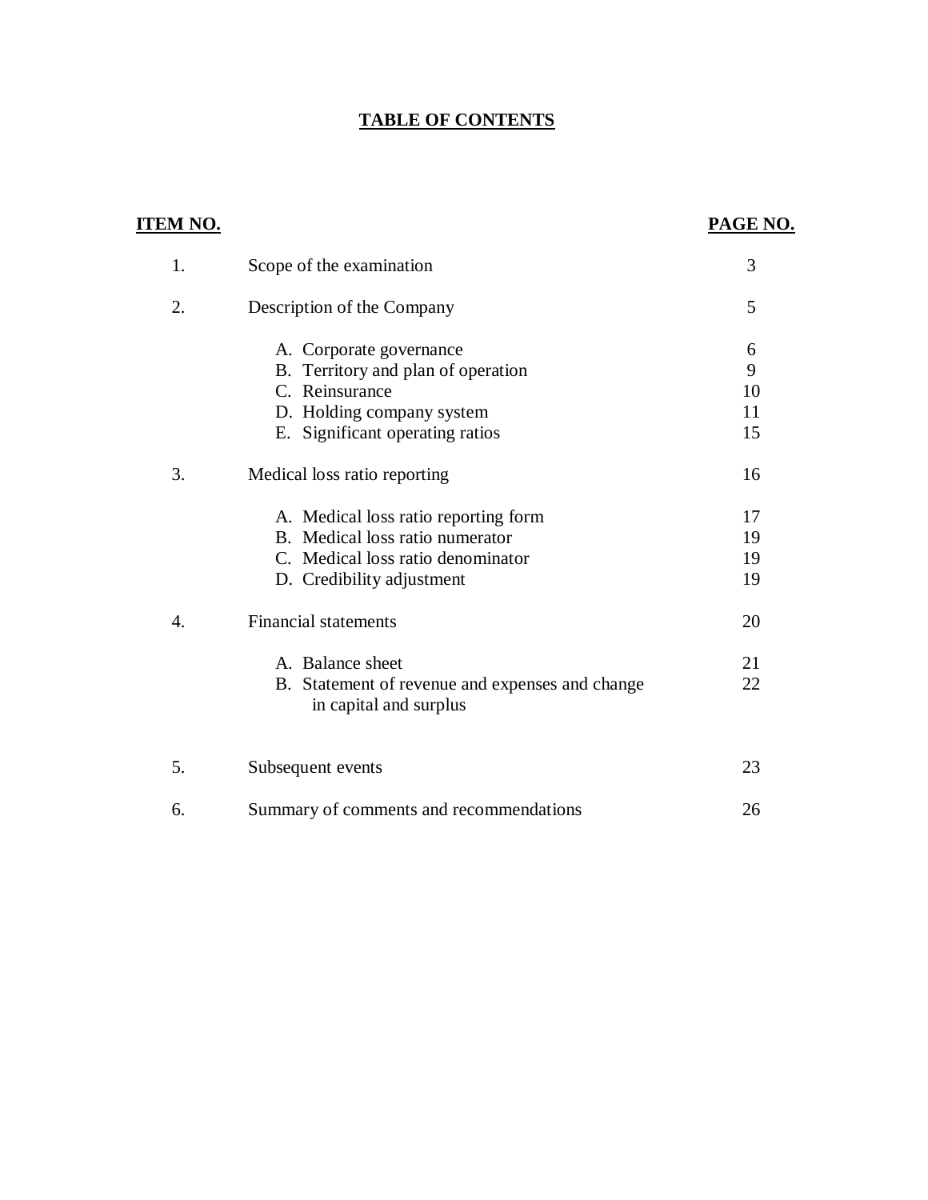# TABLE OF CONTENTS

| ITEM NO. | | PAGE NO. |
|---|---|---|
| 1. | Scope of the examination | 3 |
| 2. | Description of the Company | 5 |
| | A. Corporate governance | 6 |
| | B. Territory and plan of operation | 9 |
| | C. Reinsurance | 10 |
| | D. Holding company system | 11 |
| | E. Significant operating ratios | 15 |
| 3. | Medical loss ratio reporting | 16 |
| | A. Medical loss ratio reporting form | 17 |
| | B. Medical loss ratio numerator | 19 |
| | C. Medical loss ratio denominator | 19 |
| | D. Credibility adjustment | 19 |
| 4. | Financial statements | 20 |
| | A. Balance sheet | 21 |
| | B. Statement of revenue and expenses and change in capital and surplus | 22 |
| 5. | Subsequent events | 23 |
| 6. | Summary of comments and recommendations | 26 |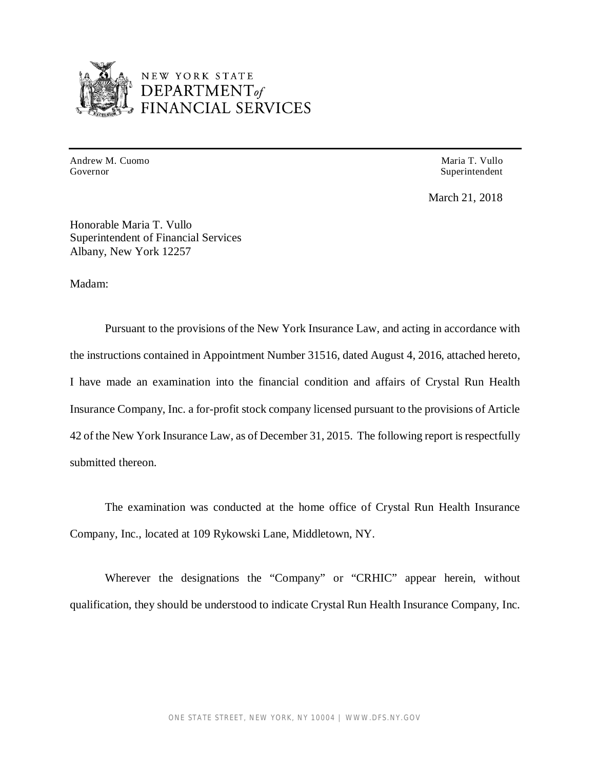NEW YORK STATE
DEPARTMENT of
FINANCIAL SERVICES

Andrew M. Cuomo
Governor

Maria T. Vullo
Superintendent

March 21, 2018

Honorable Maria T. Vullo
Superintendent of Financial Services
Albany, New York 12257

Madam:

Pursuant to the provisions of the New York Insurance Law, and acting in accordance with the instructions contained in Appointment Number 31516, dated August 4, 2016, attached hereto, I have made an examination into the financial condition and affairs of Crystal Run Health Insurance Company, Inc. a for-profit stock company licensed pursuant to the provisions of Article 42 of the New York Insurance Law, as of December 31, 2015. The following report is respectfully submitted thereon.

The examination was conducted at the home office of Crystal Run Health Insurance Company, Inc., located at 109 Rykowski Lane, Middletown, NY.

Wherever the designations the "Company" or "CRHIC" appear herein, without qualification, they should be understood to indicate Crystal Run Health Insurance Company, Inc.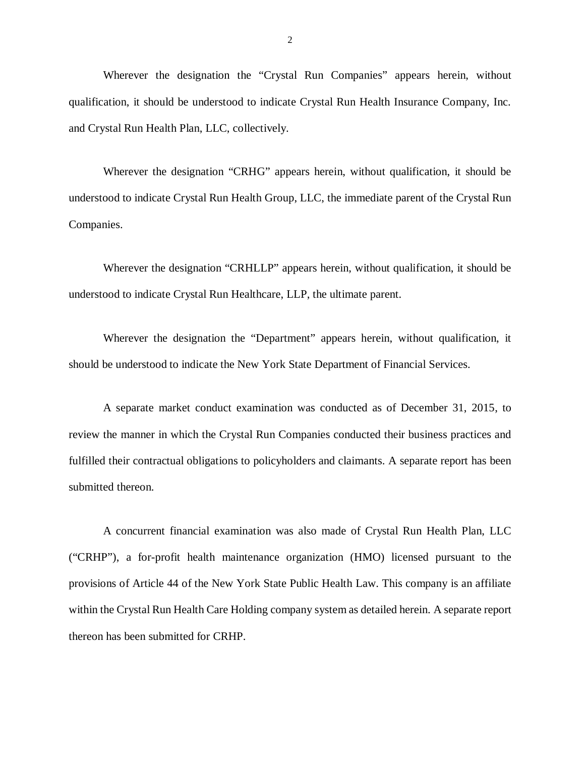Wherever the designation the "Crystal Run Companies" appears herein, without qualification, it should be understood to indicate Crystal Run Health Insurance Company, Inc. and Crystal Run Health Plan, LLC, collectively.

Wherever the designation "CRHG" appears herein, without qualification, it should be understood to indicate Crystal Run Health Group, LLC, the immediate parent of the Crystal Run Companies.

Wherever the designation "CRHLLP" appears herein, without qualification, it should be understood to indicate Crystal Run Healthcare, LLP, the ultimate parent.

Wherever the designation the "Department" appears herein, without qualification, it should be understood to indicate the New York State Department of Financial Services.

A separate market conduct examination was conducted as of December 31, 2015, to review the manner in which the Crystal Run Companies conducted their business practices and fulfilled their contractual obligations to policyholders and claimants. A separate report has been submitted thereon.

A concurrent financial examination was also made of Crystal Run Health Plan, LLC ("CRHP"), a for-profit health maintenance organization (HMO) licensed pursuant to the provisions of Article 44 of the New York State Public Health Law. This company is an affiliate within the Crystal Run Health Care Holding company system as detailed herein. A separate report thereon has been submitted for CRHP.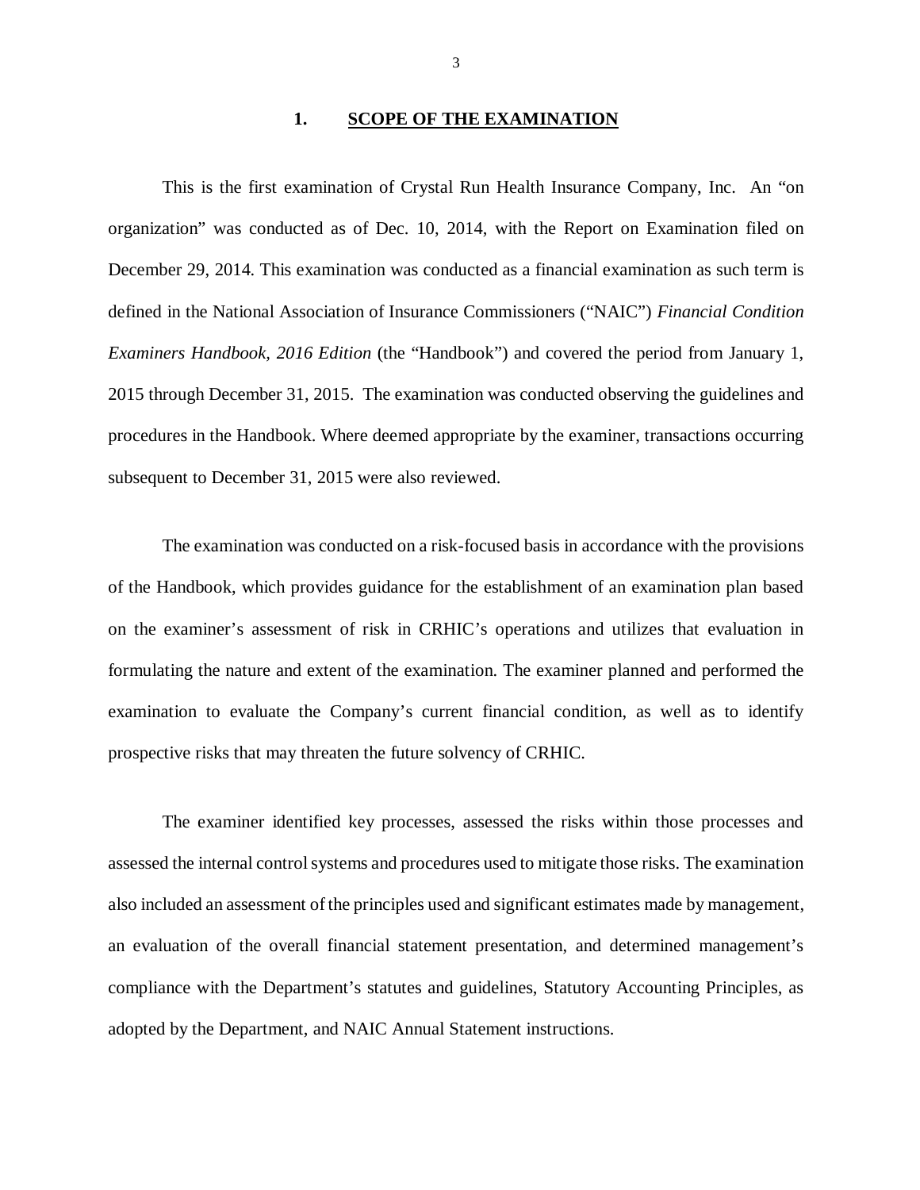## 1. SCOPE OF THE EXAMINATION

This is the first examination of Crystal Run Health Insurance Company, Inc. An "on organization" was conducted as of Dec. 10, 2014, with the Report on Examination filed on December 29, 2014. This examination was conducted as a financial examination as such term is defined in the National Association of Insurance Commissioners ("NAIC") *Financial Condition Examiners Handbook, 2016 Edition* (the "Handbook") and covered the period from January 1, 2015 through December 31, 2015. The examination was conducted observing the guidelines and procedures in the Handbook. Where deemed appropriate by the examiner, transactions occurring subsequent to December 31, 2015 were also reviewed.

The examination was conducted on a risk-focused basis in accordance with the provisions of the Handbook, which provides guidance for the establishment of an examination plan based on the examiner's assessment of risk in CRHIC's operations and utilizes that evaluation in formulating the nature and extent of the examination. The examiner planned and performed the examination to evaluate the Company's current financial condition, as well as to identify prospective risks that may threaten the future solvency of CRHIC.

The examiner identified key processes, assessed the risks within those processes and assessed the internal control systems and procedures used to mitigate those risks. The examination also included an assessment of the principles used and significant estimates made by management, an evaluation of the overall financial statement presentation, and determined management's compliance with the Department's statutes and guidelines, Statutory Accounting Principles, as adopted by the Department, and NAIC Annual Statement instructions.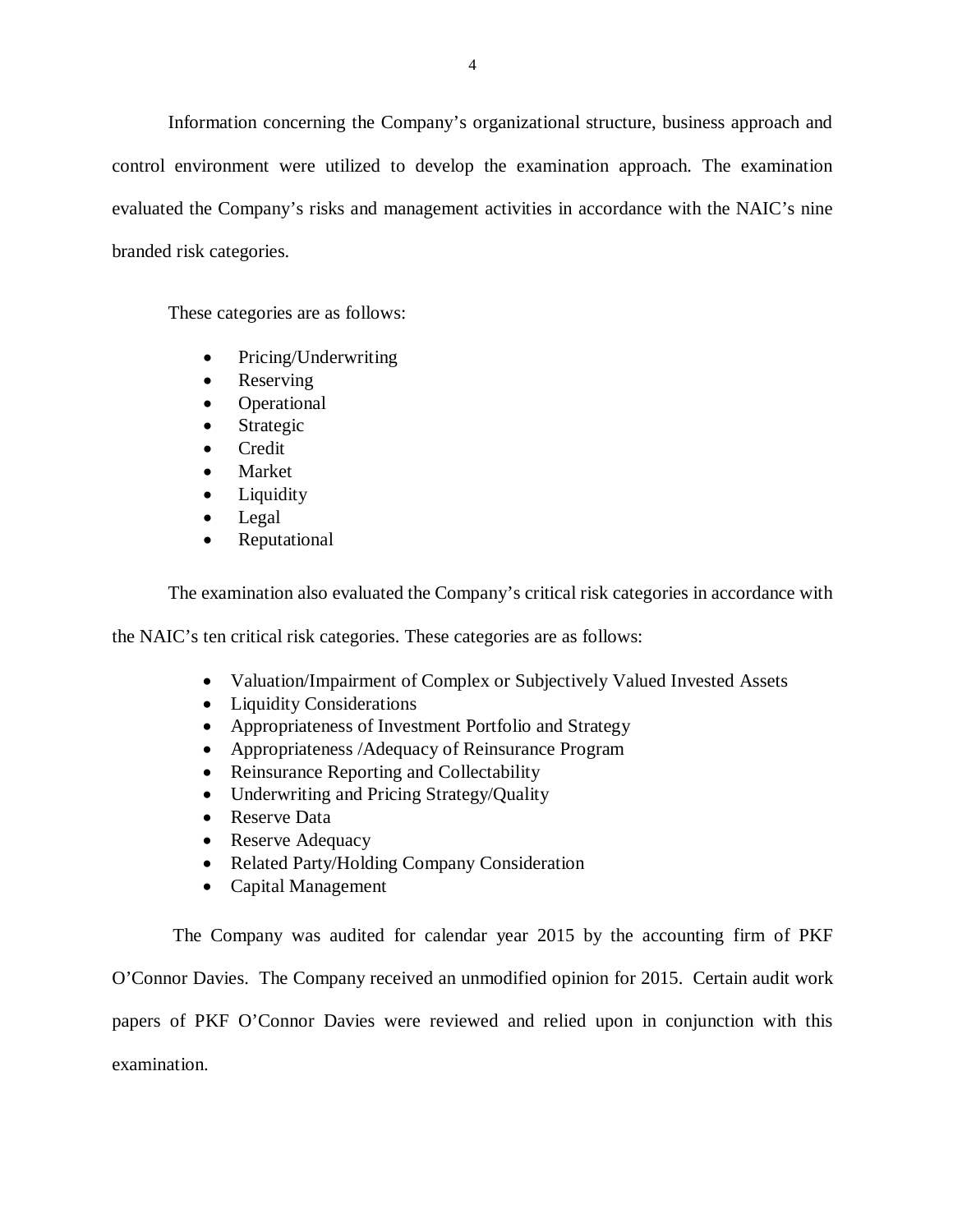Information concerning the Company's organizational structure, business approach and control environment were utilized to develop the examination approach. The examination evaluated the Company's risks and management activities in accordance with the NAIC's nine branded risk categories.

These categories are as follows:

- Pricing/Underwriting
- Reserving
- Operational
- Strategic
- Credit
- Market
- Liquidity
- Legal
- Reputational

The examination also evaluated the Company's critical risk categories in accordance with the NAIC's ten critical risk categories. These categories are as follows:

- Valuation/Impairment of Complex or Subjectively Valued Invested Assets
- Liquidity Considerations
- Appropriateness of Investment Portfolio and Strategy
- Appropriateness /Adequacy of Reinsurance Program
- Reinsurance Reporting and Collectability
- Underwriting and Pricing Strategy/Quality
- Reserve Data
- Reserve Adequacy
- Related Party/Holding Company Consideration
- Capital Management

The Company was audited for calendar year 2015 by the accounting firm of PKF O'Connor Davies. The Company received an unmodified opinion for 2015. Certain audit work papers of PKF O'Connor Davies were reviewed and relied upon in conjunction with this examination.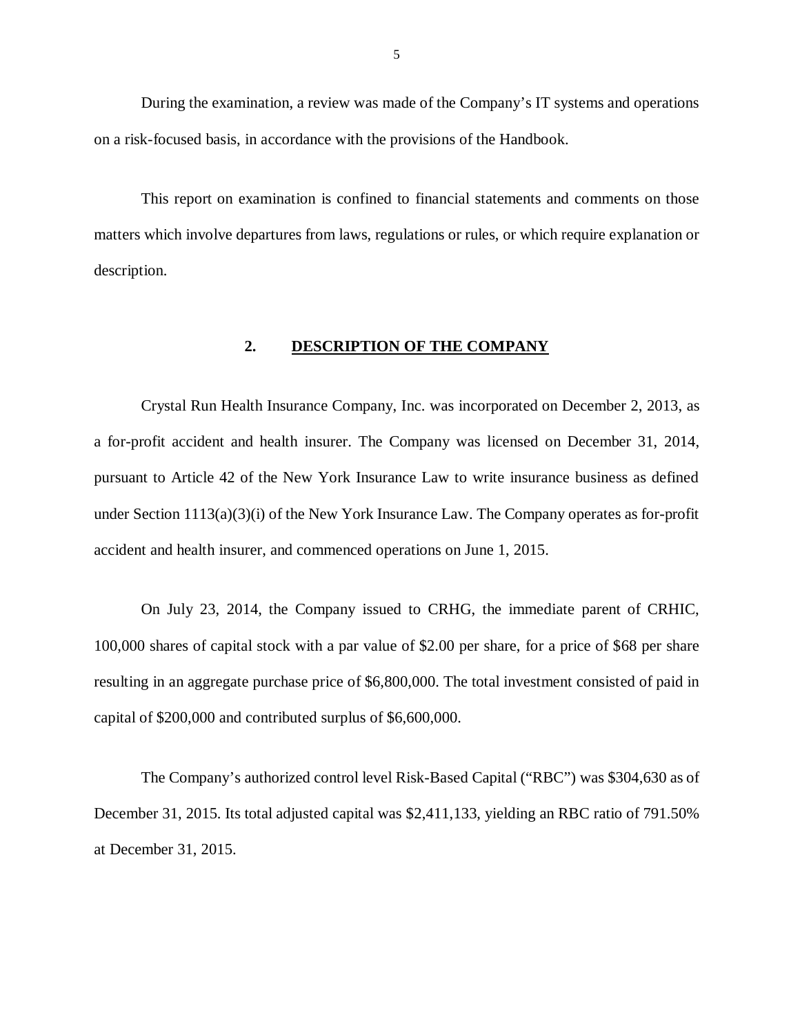During the examination, a review was made of the Company's IT systems and operations on a risk-focused basis, in accordance with the provisions of the Handbook.

This report on examination is confined to financial statements and comments on those matters which involve departures from laws, regulations or rules, or which require explanation or description.

## 2. DESCRIPTION OF THE COMPANY

Crystal Run Health Insurance Company, Inc. was incorporated on December 2, 2013, as a for-profit accident and health insurer. The Company was licensed on December 31, 2014, pursuant to Article 42 of the New York Insurance Law to write insurance business as defined under Section 1113(a)(3)(i) of the New York Insurance Law. The Company operates as for-profit accident and health insurer, and commenced operations on June 1, 2015.

On July 23, 2014, the Company issued to CRHG, the immediate parent of CRHIC, 100,000 shares of capital stock with a par value of $2.00 per share, for a price of $68 per share resulting in an aggregate purchase price of $6,800,000. The total investment consisted of paid in capital of $200,000 and contributed surplus of $6,600,000.

The Company's authorized control level Risk-Based Capital ("RBC") was $304,630 as of December 31, 2015. Its total adjusted capital was $2,411,133, yielding an RBC ratio of 791.50% at December 31, 2015.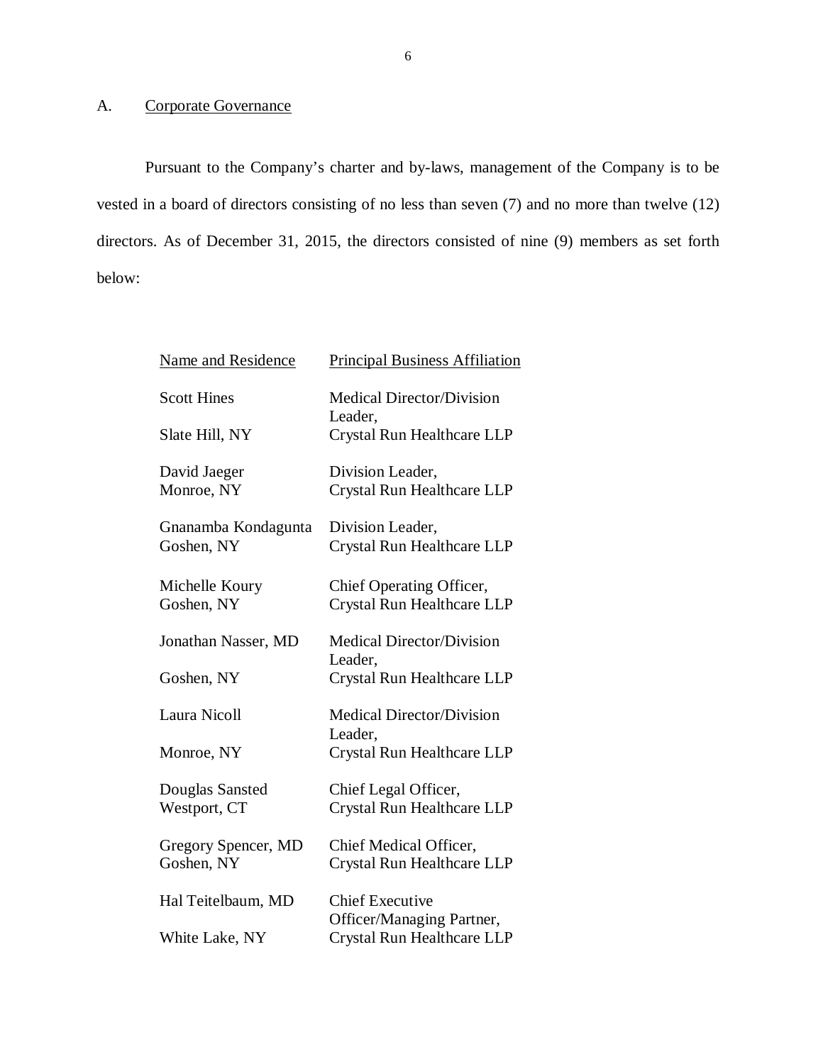## A. Corporate Governance

Pursuant to the Company's charter and by-laws, management of the Company is to be vested in a board of directors consisting of no less than seven (7) and no more than twelve (12) directors. As of December 31, 2015, the directors consisted of nine (9) members as set forth below:

| Name and Residence | Principal Business Affiliation |
| --- | --- |
| Scott Hines<br>Slate Hill, NY | Medical Director/Division Leader,<br>Crystal Run Healthcare LLP |
| David Jaeger<br>Monroe, NY | Division Leader,<br>Crystal Run Healthcare LLP |
| Gnanamba Kondagunta<br>Goshen, NY | Division Leader,<br>Crystal Run Healthcare LLP |
| Michelle Koury<br>Goshen, NY | Chief Operating Officer,<br>Crystal Run Healthcare LLP |
| Jonathan Nasser, MD<br>Goshen, NY | Medical Director/Division Leader,<br>Crystal Run Healthcare LLP |
| Laura Nicoll<br>Monroe, NY | Medical Director/Division Leader,<br>Crystal Run Healthcare LLP |
| Douglas Sansted<br>Westport, CT | Chief Legal Officer,<br>Crystal Run Healthcare LLP |
| Gregory Spencer, MD<br>Goshen, NY | Chief Medical Officer,<br>Crystal Run Healthcare LLP |
| Hal Teitelbaum, MD<br>White Lake, NY | Chief Executive Officer/Managing Partner,<br>Crystal Run Healthcare LLP |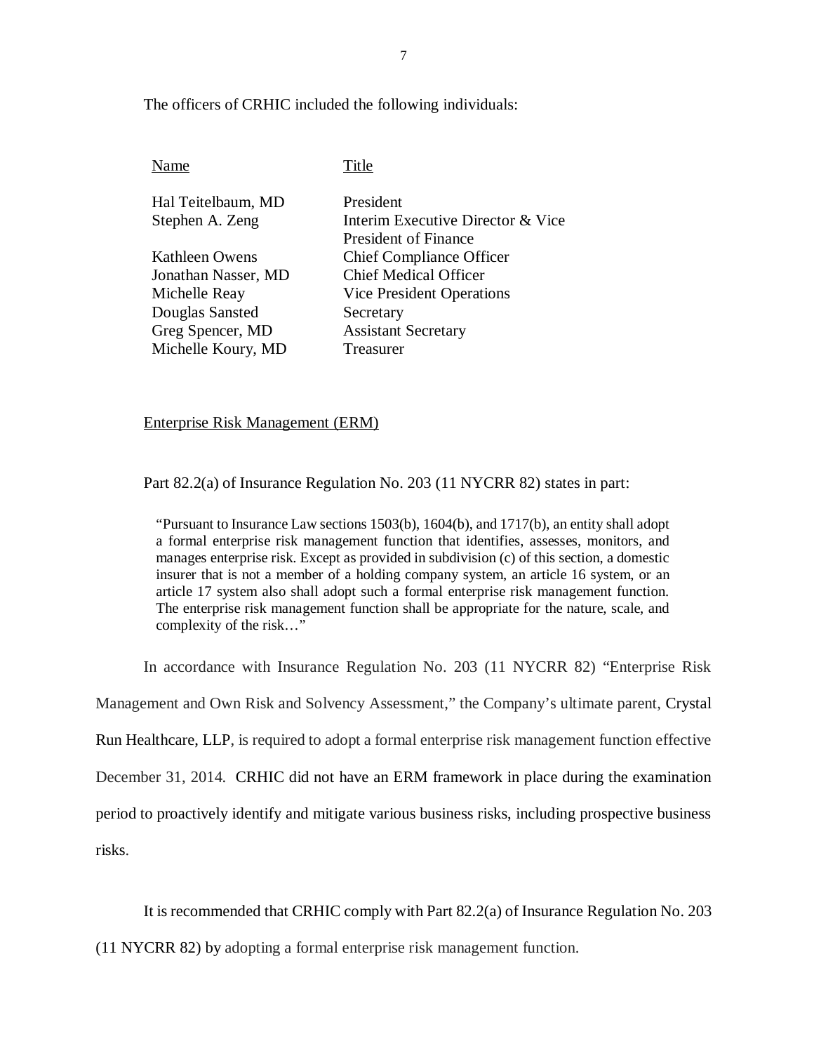The officers of CRHIC included the following individuals:

| Name | Title |
|---|---|
| Hal Teitelbaum, MD | President |
| Stephen A. Zeng | Interim Executive Director & Vice President of Finance |
| Kathleen Owens | Chief Compliance Officer |
| Jonathan Nasser, MD | Chief Medical Officer |
| Michelle Reay | Vice President Operations |
| Douglas Sansted | Secretary |
| Greg Spencer, MD | Assistant Secretary |
| Michelle Koury, MD | Treasurer |

Enterprise Risk Management (ERM)

Part 82.2(a) of Insurance Regulation No. 203 (11 NYCRR 82) states in part:

> "Pursuant to Insurance Law sections 1503(b), 1604(b), and 1717(b), an entity shall adopt a formal enterprise risk management function that identifies, assesses, monitors, and manages enterprise risk. Except as provided in subdivision (c) of this section, a domestic insurer that is not a member of a holding company system, an article 16 system, or an article 17 system also shall adopt such a formal enterprise risk management function. The enterprise risk management function shall be appropriate for the nature, scale, and complexity of the risk…"

In accordance with Insurance Regulation No. 203 (11 NYCRR 82) "Enterprise Risk Management and Own Risk and Solvency Assessment," the Company's ultimate parent, Crystal Run Healthcare, LLP, is required to adopt a formal enterprise risk management function effective December 31, 2014. CRHIC did not have an ERM framework in place during the examination period to proactively identify and mitigate various business risks, including prospective business risks.

It is recommended that CRHIC comply with Part 82.2(a) of Insurance Regulation No. 203 (11 NYCRR 82) by adopting a formal enterprise risk management function.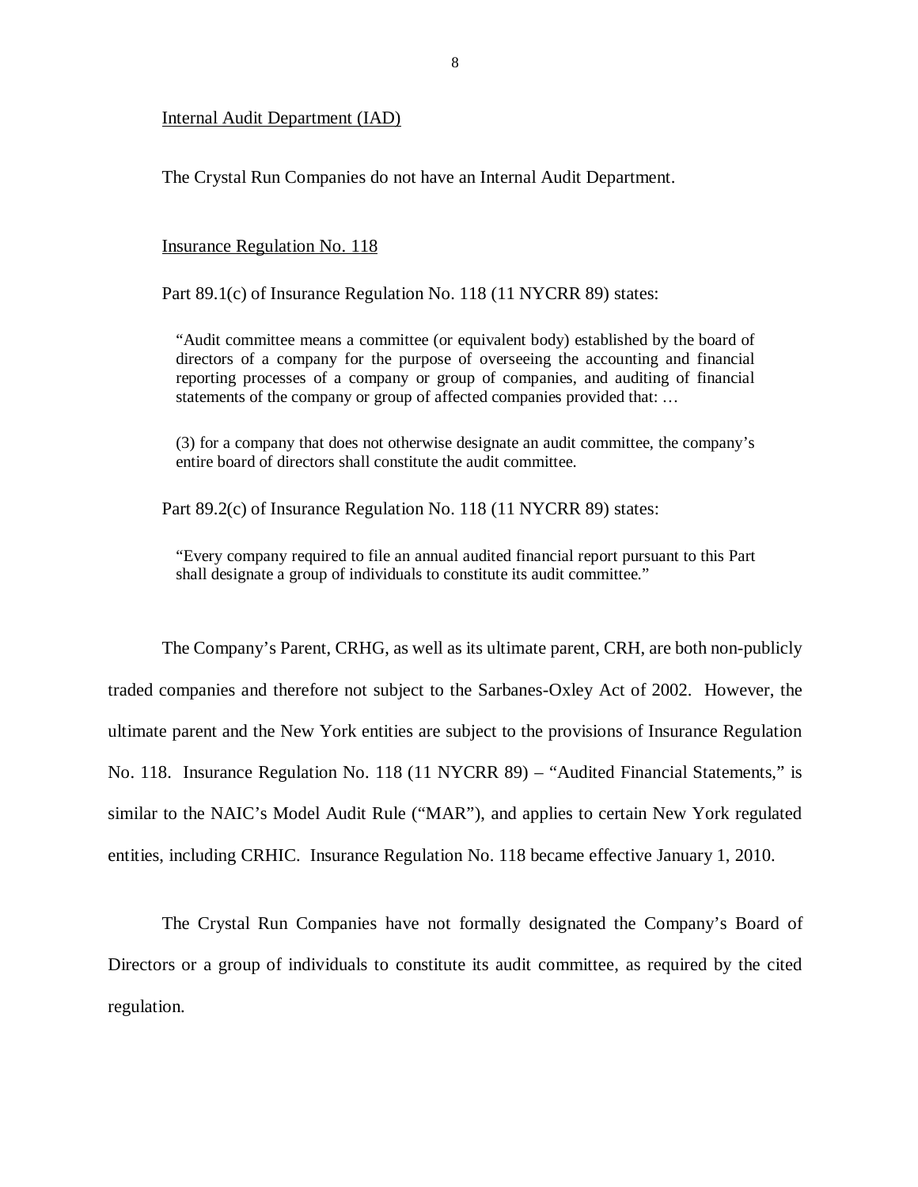Internal Audit Department (IAD)

The Crystal Run Companies do not have an Internal Audit Department.

Insurance Regulation No. 118

Part 89.1(c) of Insurance Regulation No. 118 (11 NYCRR 89) states:

> "Audit committee means a committee (or equivalent body) established by the board of directors of a company for the purpose of overseeing the accounting and financial reporting processes of a company or group of companies, and auditing of financial statements of the company or group of affected companies provided that: …
>
> (3) for a company that does not otherwise designate an audit committee, the company's entire board of directors shall constitute the audit committee.

Part 89.2(c) of Insurance Regulation No. 118 (11 NYCRR 89) states:

> "Every company required to file an annual audited financial report pursuant to this Part shall designate a group of individuals to constitute its audit committee."

The Company's Parent, CRHG, as well as its ultimate parent, CRH, are both non-publicly traded companies and therefore not subject to the Sarbanes-Oxley Act of 2002. However, the ultimate parent and the New York entities are subject to the provisions of Insurance Regulation No. 118. Insurance Regulation No. 118 (11 NYCRR 89) – "Audited Financial Statements," is similar to the NAIC's Model Audit Rule ("MAR"), and applies to certain New York regulated entities, including CRHIC. Insurance Regulation No. 118 became effective January 1, 2010.

The Crystal Run Companies have not formally designated the Company's Board of Directors or a group of individuals to constitute its audit committee, as required by the cited regulation.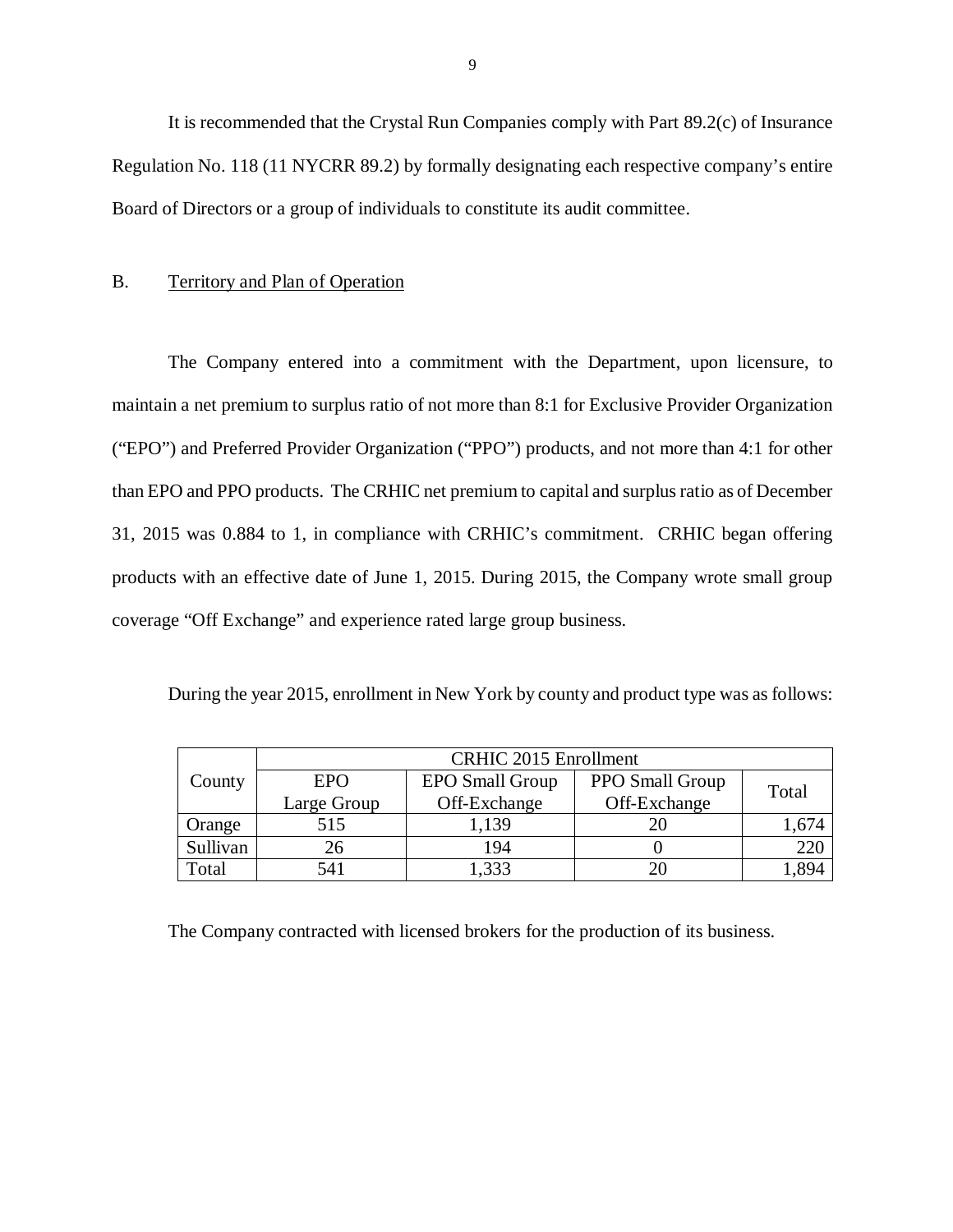It is recommended that the Crystal Run Companies comply with Part 89.2(c) of Insurance Regulation No. 118 (11 NYCRR 89.2) by formally designating each respective company's entire Board of Directors or a group of individuals to constitute its audit committee.

## B. Territory and Plan of Operation

The Company entered into a commitment with the Department, upon licensure, to maintain a net premium to surplus ratio of not more than 8:1 for Exclusive Provider Organization ("EPO") and Preferred Provider Organization ("PPO") products, and not more than 4:1 for other than EPO and PPO products. The CRHIC net premium to capital and surplus ratio as of December 31, 2015 was 0.884 to 1, in compliance with CRHIC's commitment. CRHIC began offering products with an effective date of June 1, 2015. During 2015, the Company wrote small group coverage "Off Exchange" and experience rated large group business.

During the year 2015, enrollment in New York by county and product type was as follows:

| County | CRHIC 2015 Enrollment | | | |
|---|---|---|---|---|
| | EPO Large Group | EPO Small Group Off-Exchange | PPO Small Group Off-Exchange | Total |
| Orange | 515 | 1,139 | 20 | 1,674 |
| Sullivan | 26 | 194 | 0 | 220 |
| Total | 541 | 1,333 | 20 | 1,894 |

The Company contracted with licensed brokers for the production of its business.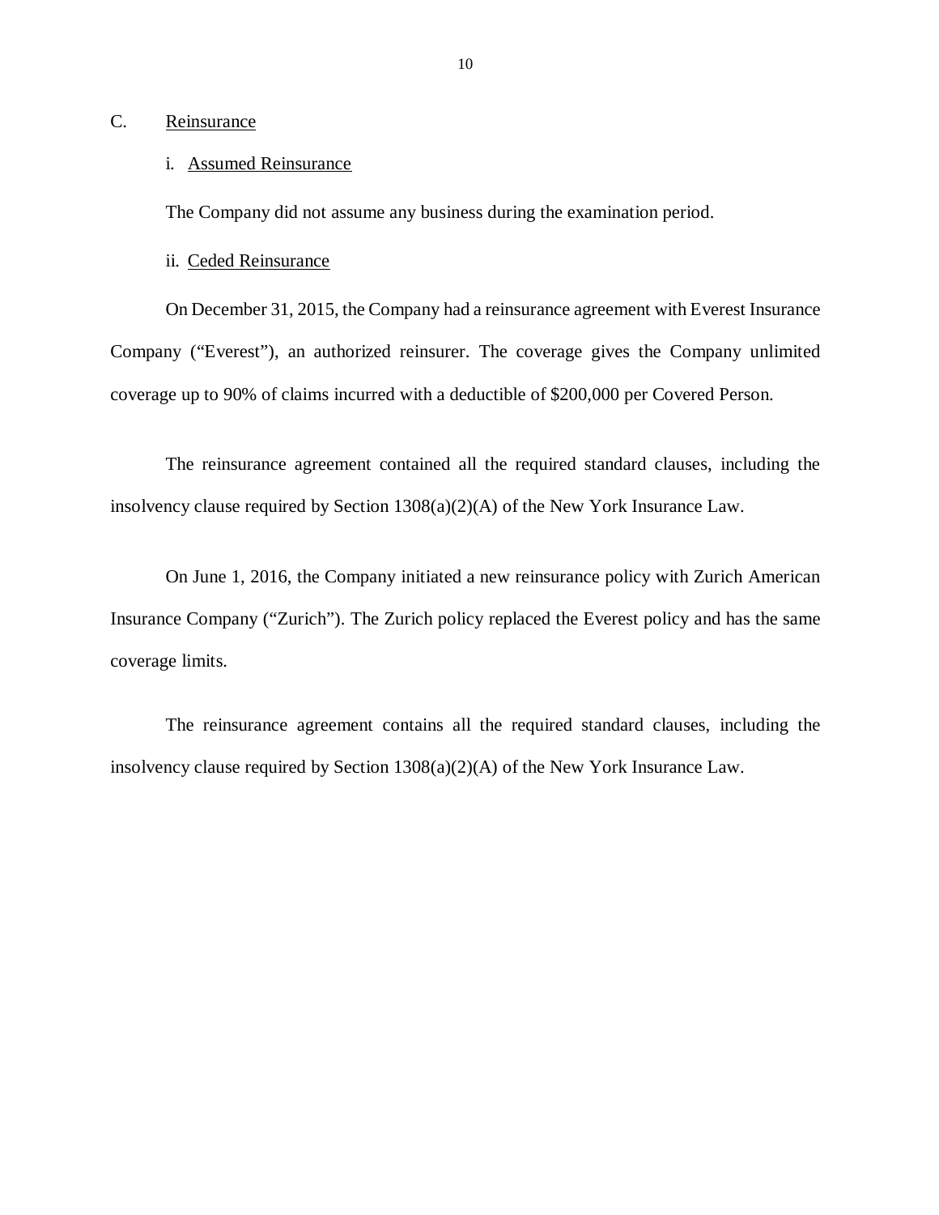## C. Reinsurance

### i. Assumed Reinsurance

The Company did not assume any business during the examination period.

### ii. Ceded Reinsurance

On December 31, 2015, the Company had a reinsurance agreement with Everest Insurance Company ("Everest"), an authorized reinsurer. The coverage gives the Company unlimited coverage up to 90% of claims incurred with a deductible of $200,000 per Covered Person.

The reinsurance agreement contained all the required standard clauses, including the insolvency clause required by Section 1308(a)(2)(A) of the New York Insurance Law.

On June 1, 2016, the Company initiated a new reinsurance policy with Zurich American Insurance Company ("Zurich"). The Zurich policy replaced the Everest policy and has the same coverage limits.

The reinsurance agreement contains all the required standard clauses, including the insolvency clause required by Section 1308(a)(2)(A) of the New York Insurance Law.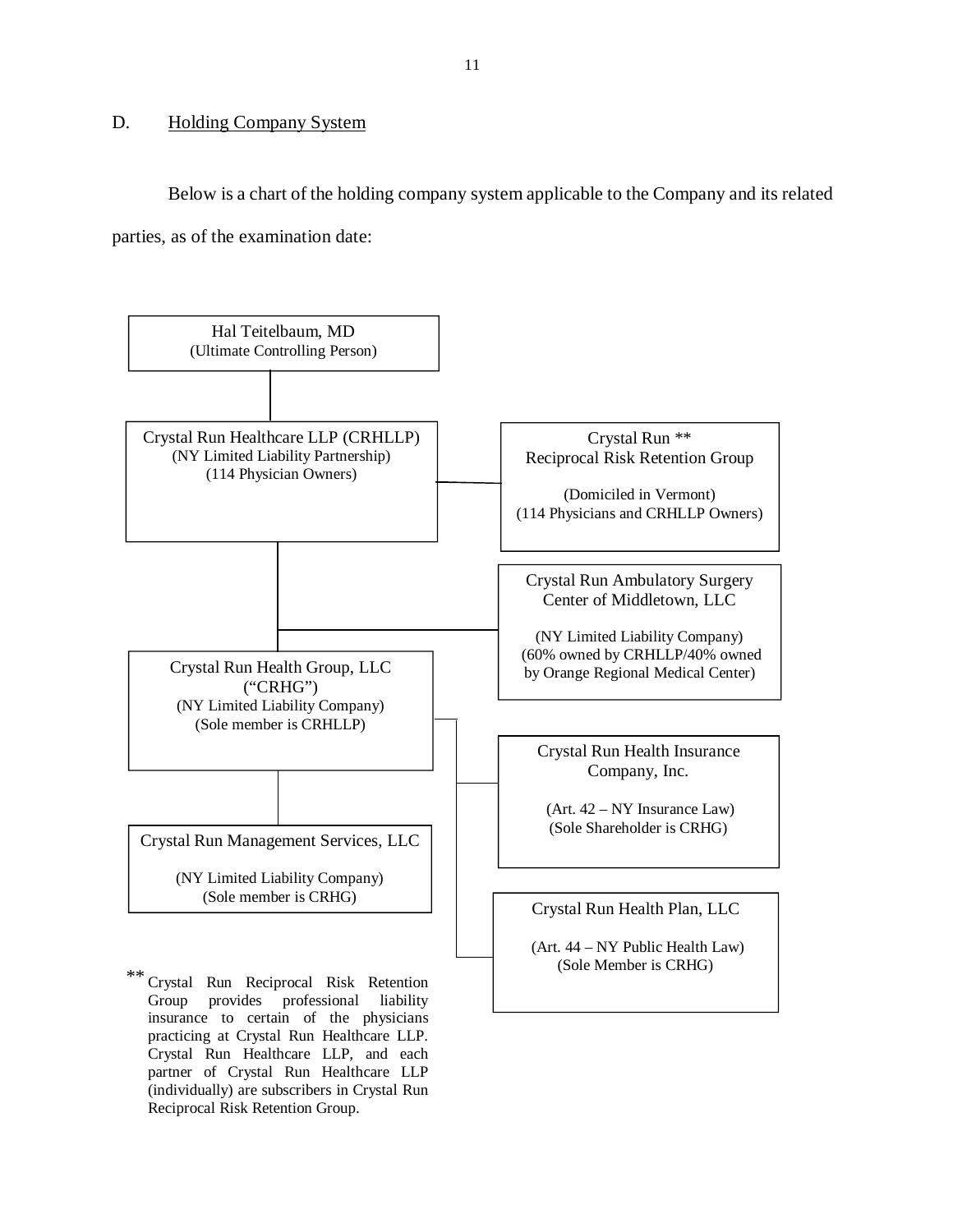## D. Holding Company System

Below is a chart of the holding company system applicable to the Company and its related parties, as of the examination date:

**Hal Teitelbaum, MD**
(Ultimate Controlling Person)

- **Crystal Run Healthcare LLP (CRHLLP)**
  (NY Limited Liability Partnership)
  (114 Physician Owners)
  - **Crystal Run ** Reciprocal Risk Retention Group**
    (Domiciled in Vermont)
    (114 Physicians and CRHLLP Owners)
  - **Crystal Run Ambulatory Surgery Center of Middletown, LLC**
    (NY Limited Liability Company)
    (60% owned by CRHLLP/40% owned by Orange Regional Medical Center)
  - **Crystal Run Health Group, LLC ("CRHG")**
    (NY Limited Liability Company)
    (Sole member is CRHLLP)
    - **Crystal Run Management Services, LLC**
      (NY Limited Liability Company)
      (Sole member is CRHG)
    - **Crystal Run Health Insurance Company, Inc.**
      (Art. 42 – NY Insurance Law)
      (Sole Shareholder is CRHG)
    - **Crystal Run Health Plan, LLC**
      (Art. 44 – NY Public Health Law)
      (Sole Member is CRHG)

** Crystal Run Reciprocal Risk Retention Group provides professional liability insurance to certain of the physicians practicing at Crystal Run Healthcare LLP. Crystal Run Healthcare LLP, and each partner of Crystal Run Healthcare LLP (individually) are subscribers in Crystal Run Reciprocal Risk Retention Group.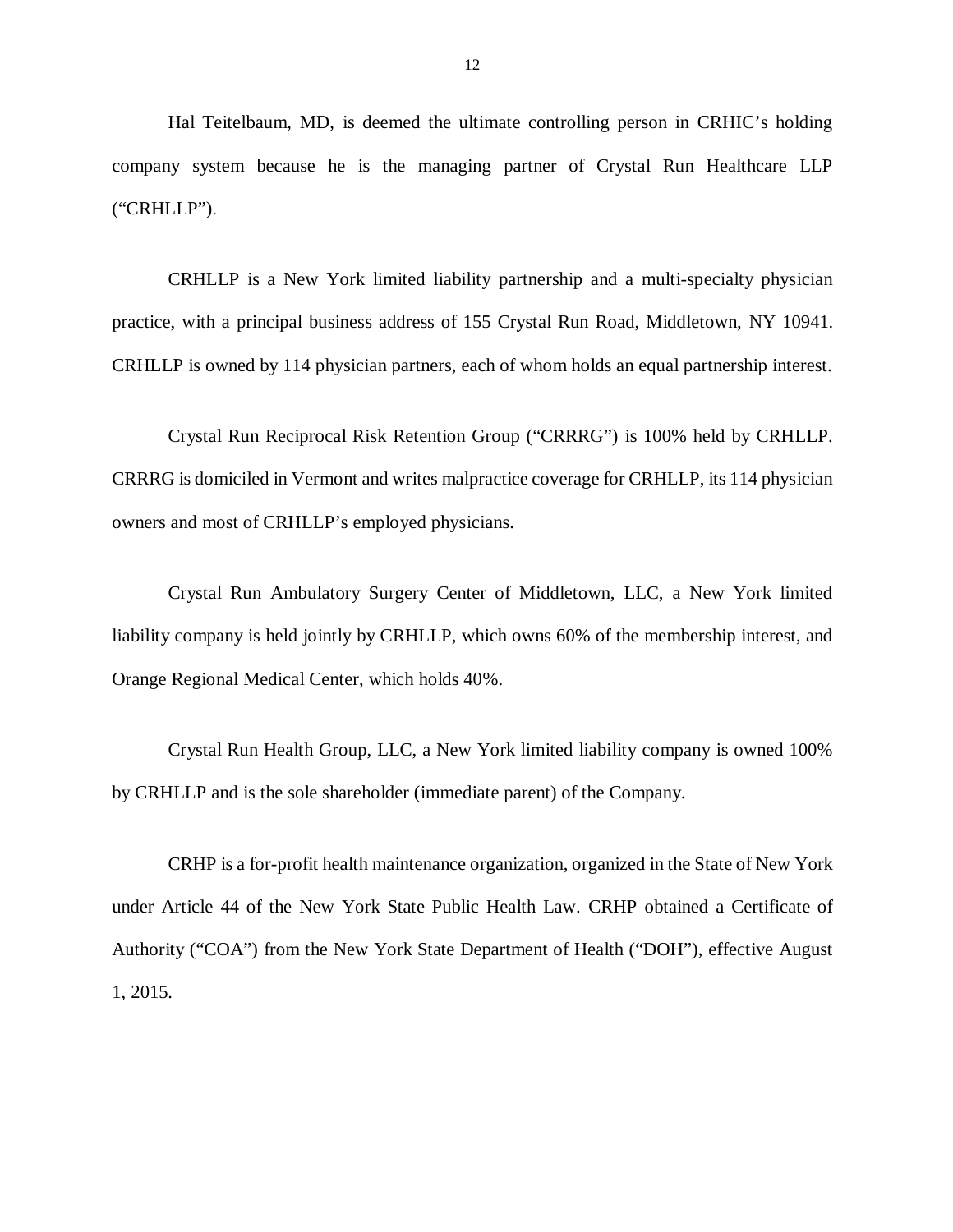Hal Teitelbaum, MD, is deemed the ultimate controlling person in CRHIC's holding company system because he is the managing partner of Crystal Run Healthcare LLP ("CRHLLP").

CRHLLP is a New York limited liability partnership and a multi-specialty physician practice, with a principal business address of 155 Crystal Run Road, Middletown, NY 10941. CRHLLP is owned by 114 physician partners, each of whom holds an equal partnership interest.

Crystal Run Reciprocal Risk Retention Group ("CRRRG") is 100% held by CRHLLP. CRRRG is domiciled in Vermont and writes malpractice coverage for CRHLLP, its 114 physician owners and most of CRHLLP's employed physicians.

Crystal Run Ambulatory Surgery Center of Middletown, LLC, a New York limited liability company is held jointly by CRHLLP, which owns 60% of the membership interest, and Orange Regional Medical Center, which holds 40%.

Crystal Run Health Group, LLC, a New York limited liability company is owned 100% by CRHLLP and is the sole shareholder (immediate parent) of the Company.

CRHP is a for-profit health maintenance organization, organized in the State of New York under Article 44 of the New York State Public Health Law. CRHP obtained a Certificate of Authority ("COA") from the New York State Department of Health ("DOH"), effective August 1, 2015.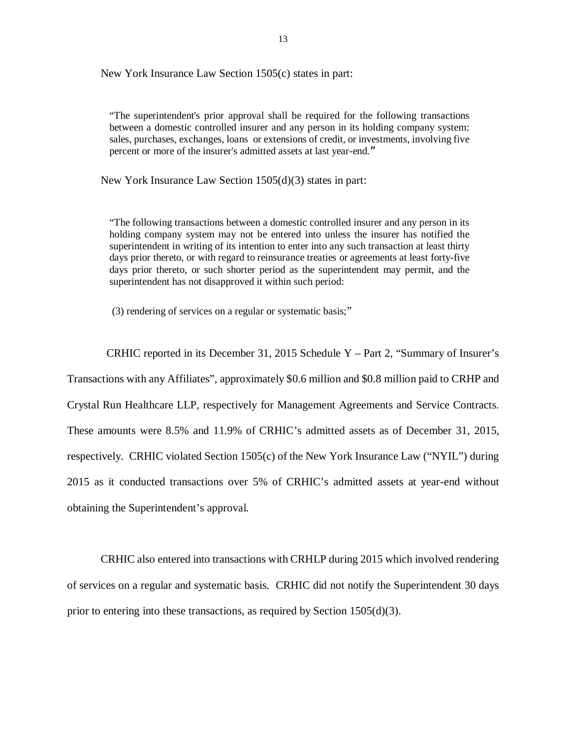New York Insurance Law Section 1505(c) states in part:

> "The superintendent's prior approval shall be required for the following transactions between a domestic controlled insurer and any person in its holding company system: sales, purchases, exchanges, loans or extensions of credit, or investments, involving five percent or more of the insurer's admitted assets at last year-end."

New York Insurance Law Section 1505(d)(3) states in part:

> "The following transactions between a domestic controlled insurer and any person in its holding company system may not be entered into unless the insurer has notified the superintendent in writing of its intention to enter into any such transaction at least thirty days prior thereto, or with regard to reinsurance treaties or agreements at least forty-five days prior thereto, or such shorter period as the superintendent may permit, and the superintendent has not disapproved it within such period:
>
> (3) rendering of services on a regular or systematic basis;"

CRHIC reported in its December 31, 2015 Schedule Y – Part 2, "Summary of Insurer's Transactions with any Affiliates", approximately $0.6 million and $0.8 million paid to CRHP and Crystal Run Healthcare LLP, respectively for Management Agreements and Service Contracts. These amounts were 8.5% and 11.9% of CRHIC's admitted assets as of December 31, 2015, respectively. CRHIC violated Section 1505(c) of the New York Insurance Law ("NYIL") during 2015 as it conducted transactions over 5% of CRHIC's admitted assets at year-end without obtaining the Superintendent's approval.

CRHIC also entered into transactions with CRHLP during 2015 which involved rendering of services on a regular and systematic basis. CRHIC did not notify the Superintendent 30 days prior to entering into these transactions, as required by Section 1505(d)(3).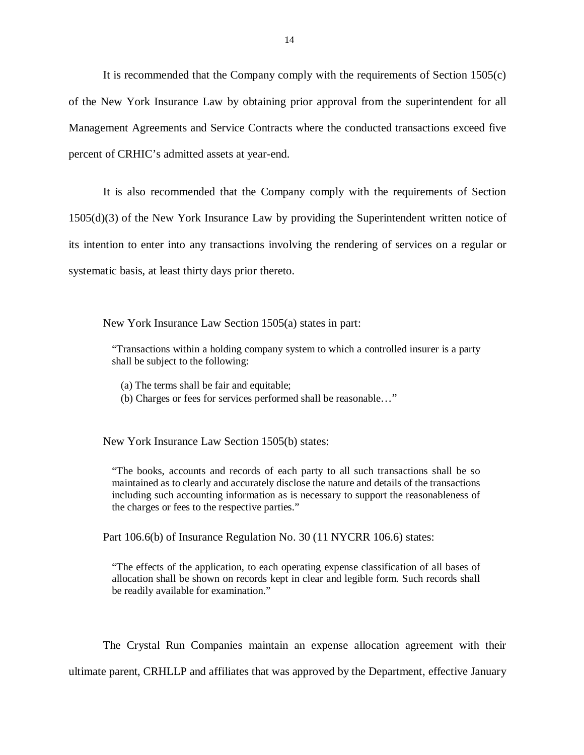It is recommended that the Company comply with the requirements of Section 1505(c) of the New York Insurance Law by obtaining prior approval from the superintendent for all Management Agreements and Service Contracts where the conducted transactions exceed five percent of CRHIC's admitted assets at year-end.

It is also recommended that the Company comply with the requirements of Section 1505(d)(3) of the New York Insurance Law by providing the Superintendent written notice of its intention to enter into any transactions involving the rendering of services on a regular or systematic basis, at least thirty days prior thereto.

New York Insurance Law Section 1505(a) states in part:

> "Transactions within a holding company system to which a controlled insurer is a party shall be subject to the following:
>
> (a) The terms shall be fair and equitable;
> (b) Charges or fees for services performed shall be reasonable…"

New York Insurance Law Section 1505(b) states:

> "The books, accounts and records of each party to all such transactions shall be so maintained as to clearly and accurately disclose the nature and details of the transactions including such accounting information as is necessary to support the reasonableness of the charges or fees to the respective parties."

Part 106.6(b) of Insurance Regulation No. 30 (11 NYCRR 106.6) states:

> "The effects of the application, to each operating expense classification of all bases of allocation shall be shown on records kept in clear and legible form. Such records shall be readily available for examination."

The Crystal Run Companies maintain an expense allocation agreement with their ultimate parent, CRHLLP and affiliates that was approved by the Department, effective January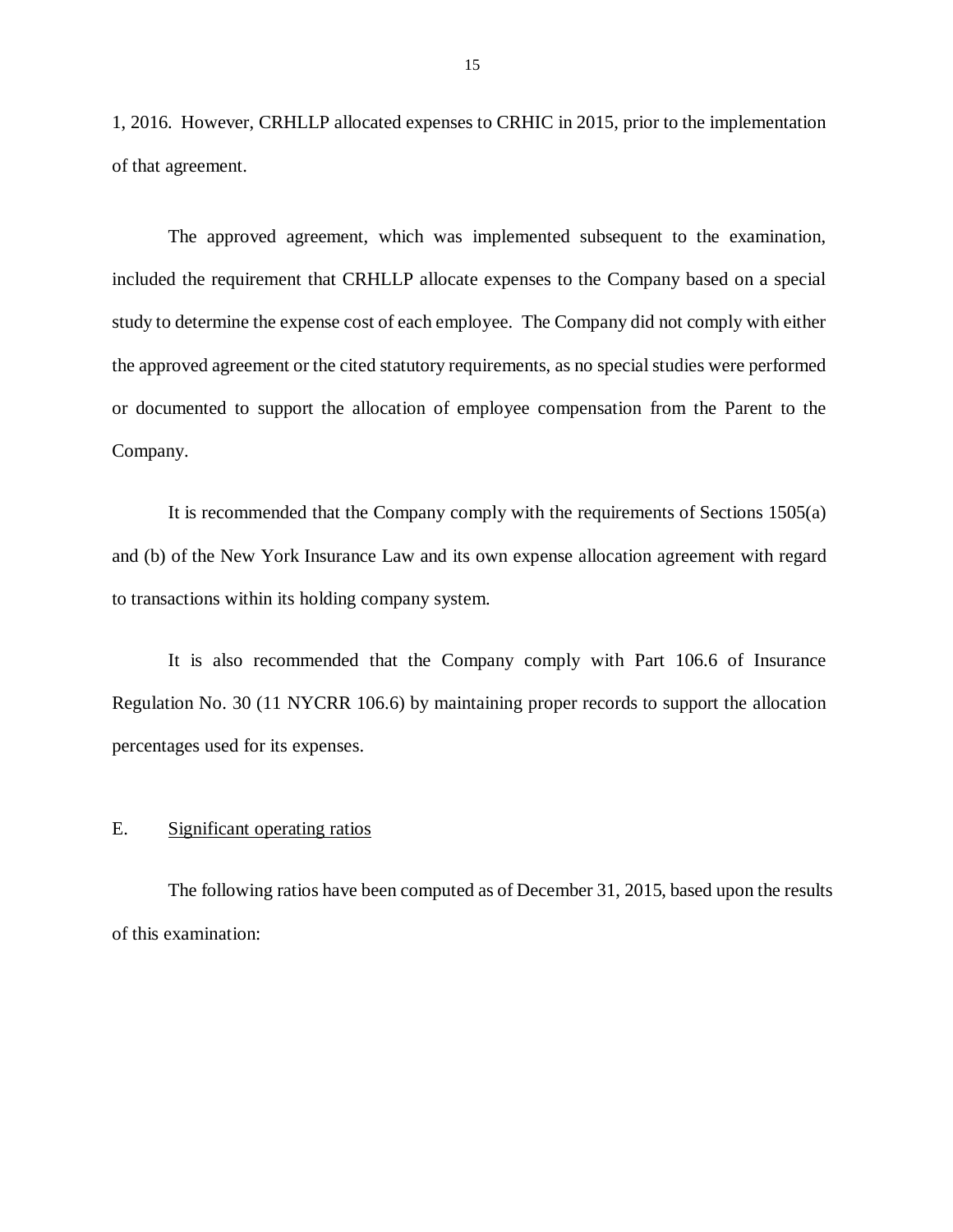1, 2016. However, CRHLLP allocated expenses to CRHIC in 2015, prior to the implementation of that agreement.

The approved agreement, which was implemented subsequent to the examination, included the requirement that CRHLLP allocate expenses to the Company based on a special study to determine the expense cost of each employee. The Company did not comply with either the approved agreement or the cited statutory requirements, as no special studies were performed or documented to support the allocation of employee compensation from the Parent to the Company.

It is recommended that the Company comply with the requirements of Sections 1505(a) and (b) of the New York Insurance Law and its own expense allocation agreement with regard to transactions within its holding company system.

It is also recommended that the Company comply with Part 106.6 of Insurance Regulation No. 30 (11 NYCRR 106.6) by maintaining proper records to support the allocation percentages used for its expenses.

## E. Significant operating ratios

The following ratios have been computed as of December 31, 2015, based upon the results of this examination: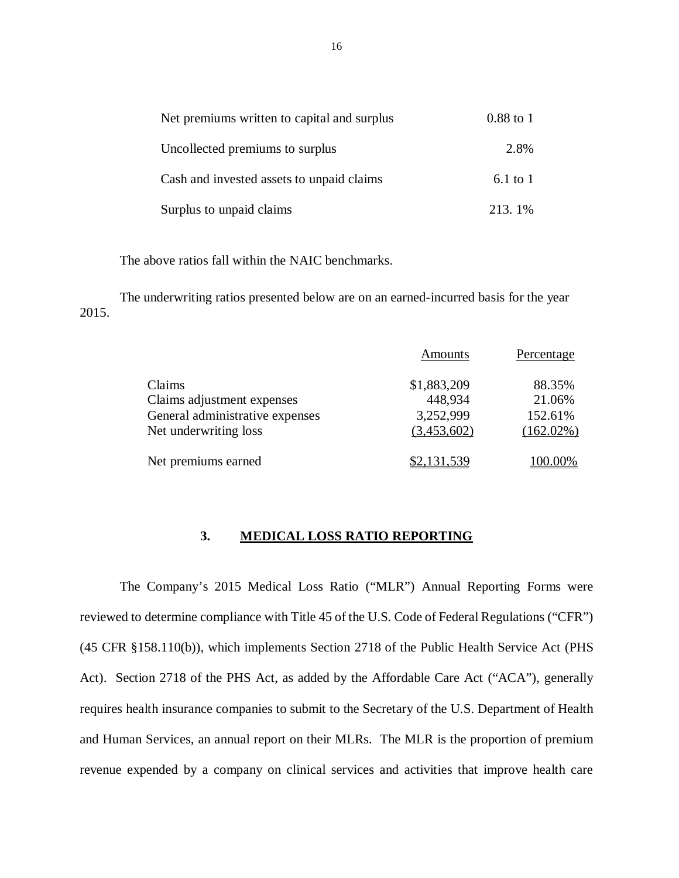| | |
|---|---|
| Net premiums written to capital and surplus | 0.88 to 1 |
| Uncollected premiums to surplus | 2.8% |
| Cash and invested assets to unpaid claims | 6.1 to 1 |
| Surplus to unpaid claims | 213. 1% |

The above ratios fall within the NAIC benchmarks.

The underwriting ratios presented below are on an earned-incurred basis for the year 2015.

| | Amounts | Percentage |
|---|---|---|
| Claims | $1,883,209 | 88.35% |
| Claims adjustment expenses | 448,934 | 21.06% |
| General administrative expenses | 3,252,999 | 152.61% |
| Net underwriting loss | (3,453,602) | (162.02%) |
| Net premiums earned | $2,131,539 | 100.00% |

## 3. MEDICAL LOSS RATIO REPORTING

The Company's 2015 Medical Loss Ratio ("MLR") Annual Reporting Forms were reviewed to determine compliance with Title 45 of the U.S. Code of Federal Regulations ("CFR") (45 CFR §158.110(b)), which implements Section 2718 of the Public Health Service Act (PHS Act). Section 2718 of the PHS Act, as added by the Affordable Care Act ("ACA"), generally requires health insurance companies to submit to the Secretary of the U.S. Department of Health and Human Services, an annual report on their MLRs. The MLR is the proportion of premium revenue expended by a company on clinical services and activities that improve health care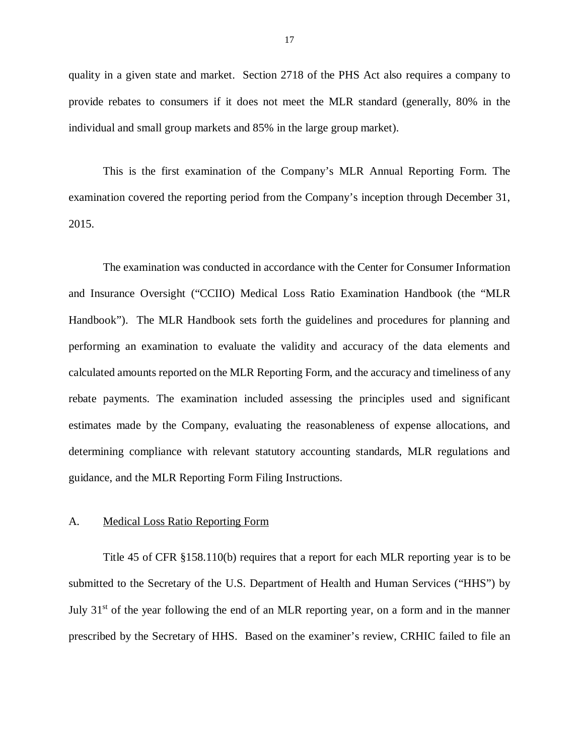quality in a given state and market. Section 2718 of the PHS Act also requires a company to provide rebates to consumers if it does not meet the MLR standard (generally, 80% in the individual and small group markets and 85% in the large group market).

This is the first examination of the Company's MLR Annual Reporting Form. The examination covered the reporting period from the Company's inception through December 31, 2015.

The examination was conducted in accordance with the Center for Consumer Information and Insurance Oversight ("CCIIO) Medical Loss Ratio Examination Handbook (the "MLR Handbook"). The MLR Handbook sets forth the guidelines and procedures for planning and performing an examination to evaluate the validity and accuracy of the data elements and calculated amounts reported on the MLR Reporting Form, and the accuracy and timeliness of any rebate payments. The examination included assessing the principles used and significant estimates made by the Company, evaluating the reasonableness of expense allocations, and determining compliance with relevant statutory accounting standards, MLR regulations and guidance, and the MLR Reporting Form Filing Instructions.

A. Medical Loss Ratio Reporting Form

Title 45 of CFR §158.110(b) requires that a report for each MLR reporting year is to be submitted to the Secretary of the U.S. Department of Health and Human Services ("HHS") by July 31st of the year following the end of an MLR reporting year, on a form and in the manner prescribed by the Secretary of HHS. Based on the examiner's review, CRHIC failed to file an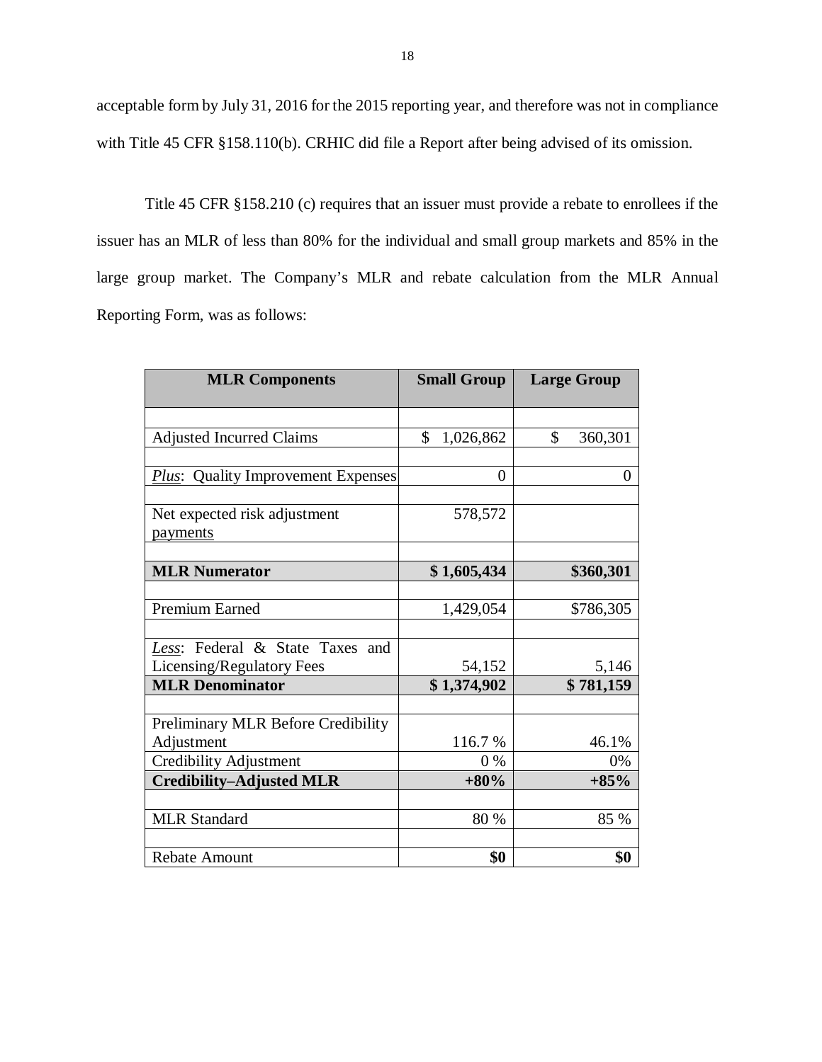acceptable form by July 31, 2016 for the 2015 reporting year, and therefore was not in compliance with Title 45 CFR §158.110(b). CRHIC did file a Report after being advised of its omission.

Title 45 CFR §158.210 (c) requires that an issuer must provide a rebate to enrollees if the issuer has an MLR of less than 80% for the individual and small group markets and 85% in the large group market. The Company's MLR and rebate calculation from the MLR Annual Reporting Form, was as follows:

| **MLR Components** | **Small Group** | **Large Group** |
|---|---|---|
| | | |
| Adjusted Incurred Claims | $ 1,026,862 | $ 360,301 |
| | | |
| *Plus*: Quality Improvement Expenses | 0 | 0 |
| | | |
| Net expected risk adjustment payments | 578,572 | |
| | | |
| **MLR Numerator** | **$ 1,605,434** | **$360,301** |
| | | |
| Premium Earned | 1,429,054 | $786,305 |
| | | |
| *Less*: Federal & State Taxes and Licensing/Regulatory Fees | 54,152 | 5,146 |
| **MLR Denominator** | **$ 1,374,902** | **$ 781,159** |
| | | |
| Preliminary MLR Before Credibility Adjustment | 116.7 % | 46.1% |
| Credibility Adjustment | 0 % | 0% |
| **Credibility–Adjusted MLR** | **+80%** | **+85%** |
| | | |
| MLR Standard | 80 % | 85 % |
| | | |
| Rebate Amount | **$0** | **$0** |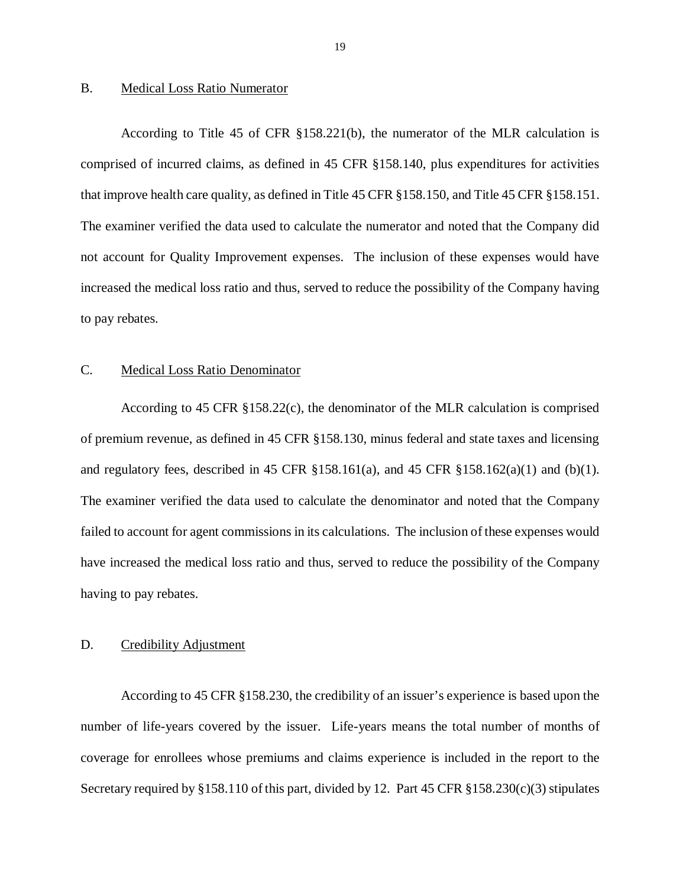## B. Medical Loss Ratio Numerator

According to Title 45 of CFR §158.221(b), the numerator of the MLR calculation is comprised of incurred claims, as defined in 45 CFR §158.140, plus expenditures for activities that improve health care quality, as defined in Title 45 CFR §158.150, and Title 45 CFR §158.151. The examiner verified the data used to calculate the numerator and noted that the Company did not account for Quality Improvement expenses. The inclusion of these expenses would have increased the medical loss ratio and thus, served to reduce the possibility of the Company having to pay rebates.

## C. Medical Loss Ratio Denominator

According to 45 CFR §158.22(c), the denominator of the MLR calculation is comprised of premium revenue, as defined in 45 CFR §158.130, minus federal and state taxes and licensing and regulatory fees, described in 45 CFR §158.161(a), and 45 CFR §158.162(a)(1) and (b)(1). The examiner verified the data used to calculate the denominator and noted that the Company failed to account for agent commissions in its calculations. The inclusion of these expenses would have increased the medical loss ratio and thus, served to reduce the possibility of the Company having to pay rebates.

## D. Credibility Adjustment

According to 45 CFR §158.230, the credibility of an issuer's experience is based upon the number of life-years covered by the issuer. Life-years means the total number of months of coverage for enrollees whose premiums and claims experience is included in the report to the Secretary required by §158.110 of this part, divided by 12. Part 45 CFR §158.230(c)(3) stipulates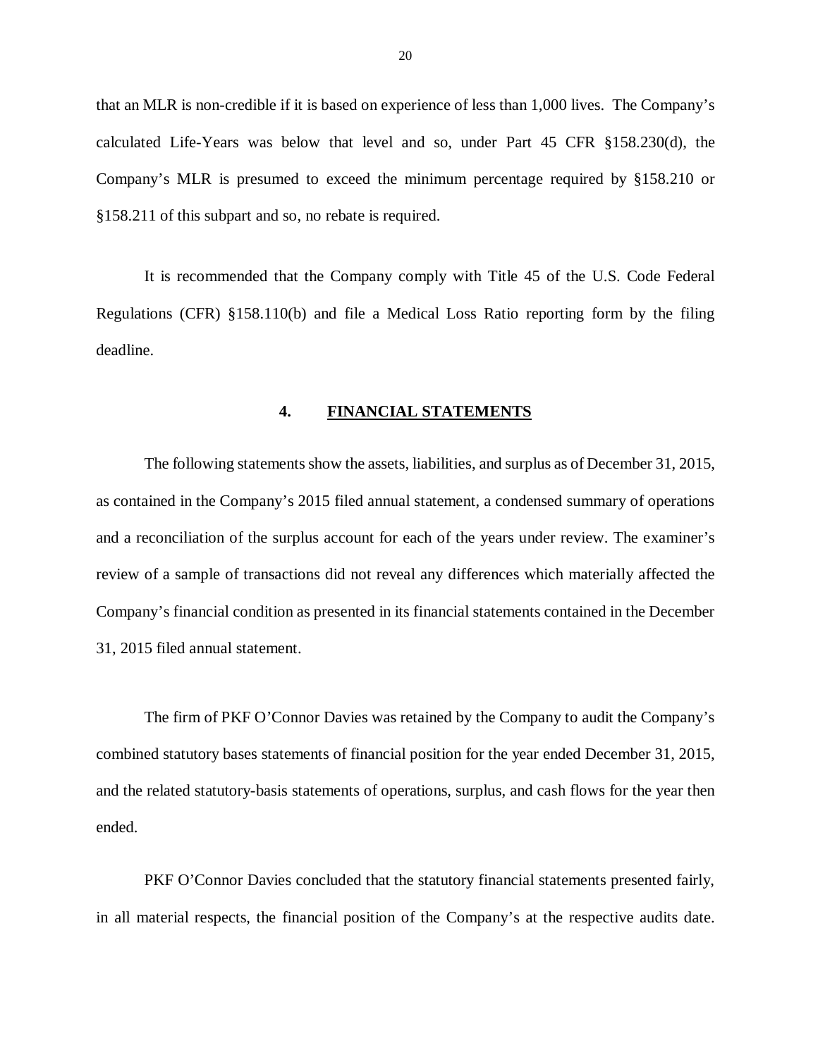that an MLR is non-credible if it is based on experience of less than 1,000 lives. The Company's calculated Life-Years was below that level and so, under Part 45 CFR §158.230(d), the Company's MLR is presumed to exceed the minimum percentage required by §158.210 or §158.211 of this subpart and so, no rebate is required.

It is recommended that the Company comply with Title 45 of the U.S. Code Federal Regulations (CFR) §158.110(b) and file a Medical Loss Ratio reporting form by the filing deadline.

## 4. FINANCIAL STATEMENTS

The following statements show the assets, liabilities, and surplus as of December 31, 2015, as contained in the Company's 2015 filed annual statement, a condensed summary of operations and a reconciliation of the surplus account for each of the years under review. The examiner's review of a sample of transactions did not reveal any differences which materially affected the Company's financial condition as presented in its financial statements contained in the December 31, 2015 filed annual statement.

The firm of PKF O'Connor Davies was retained by the Company to audit the Company's combined statutory bases statements of financial position for the year ended December 31, 2015, and the related statutory-basis statements of operations, surplus, and cash flows for the year then ended.

PKF O'Connor Davies concluded that the statutory financial statements presented fairly, in all material respects, the financial position of the Company's at the respective audits date.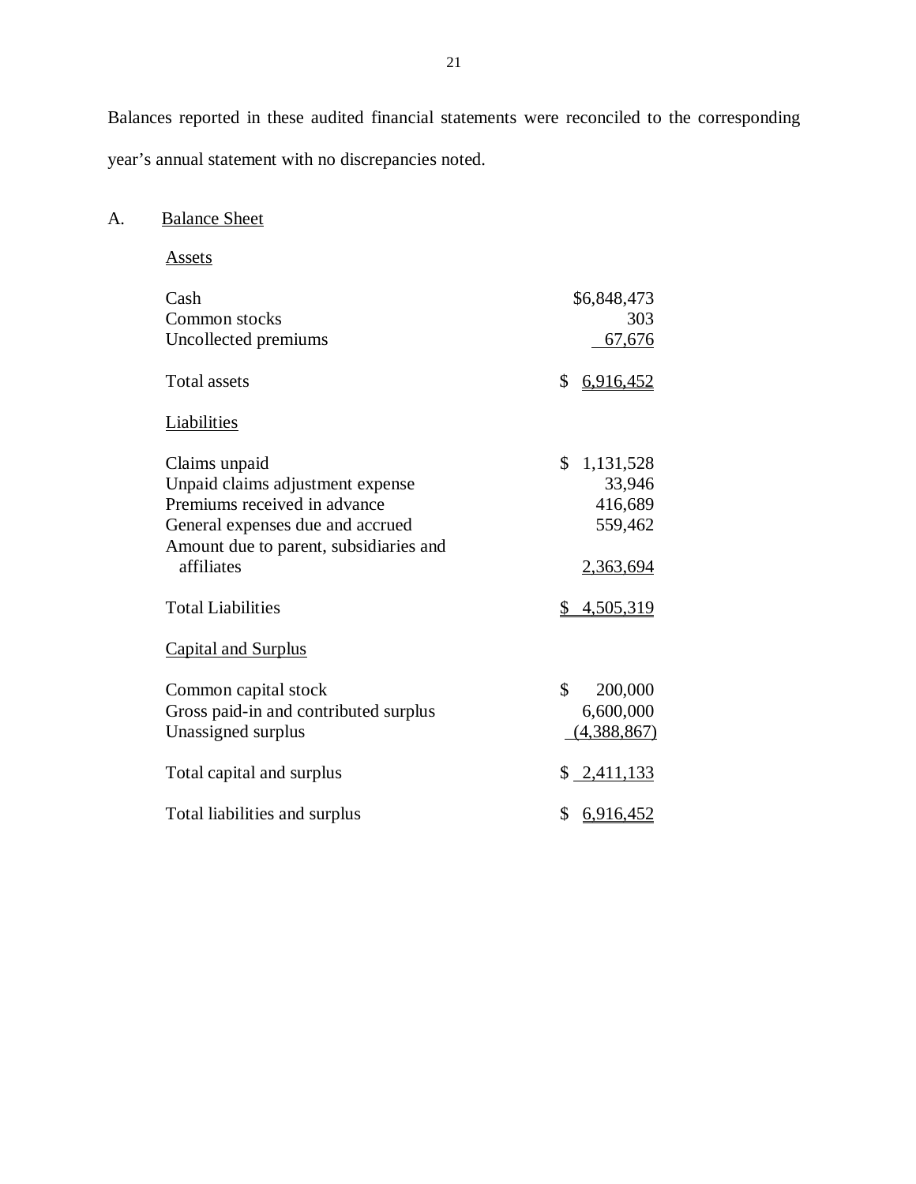Balances reported in these audited financial statements were reconciled to the corresponding year's annual statement with no discrepancies noted.

## A. Balance Sheet

### Assets

| | |
|---|---:|
| Cash | $6,848,473 |
| Common stocks | 303 |
| Uncollected premiums | 67,676 |
| Total assets | $ 6,916,452 |

### Liabilities

| | |
|---|---:|
| Claims unpaid | $ 1,131,528 |
| Unpaid claims adjustment expense | 33,946 |
| Premiums received in advance | 416,689 |
| General expenses due and accrued | 559,462 |
| Amount due to parent, subsidiaries and affiliates | 2,363,694 |
| Total Liabilities | $ 4,505,319 |

### Capital and Surplus

| | |
|---|---:|
| Common capital stock | $ 200,000 |
| Gross paid-in and contributed surplus | 6,600,000 |
| Unassigned surplus | (4,388,867) |
| Total capital and surplus | $ 2,411,133 |
| Total liabilities and surplus | $ 6,916,452 |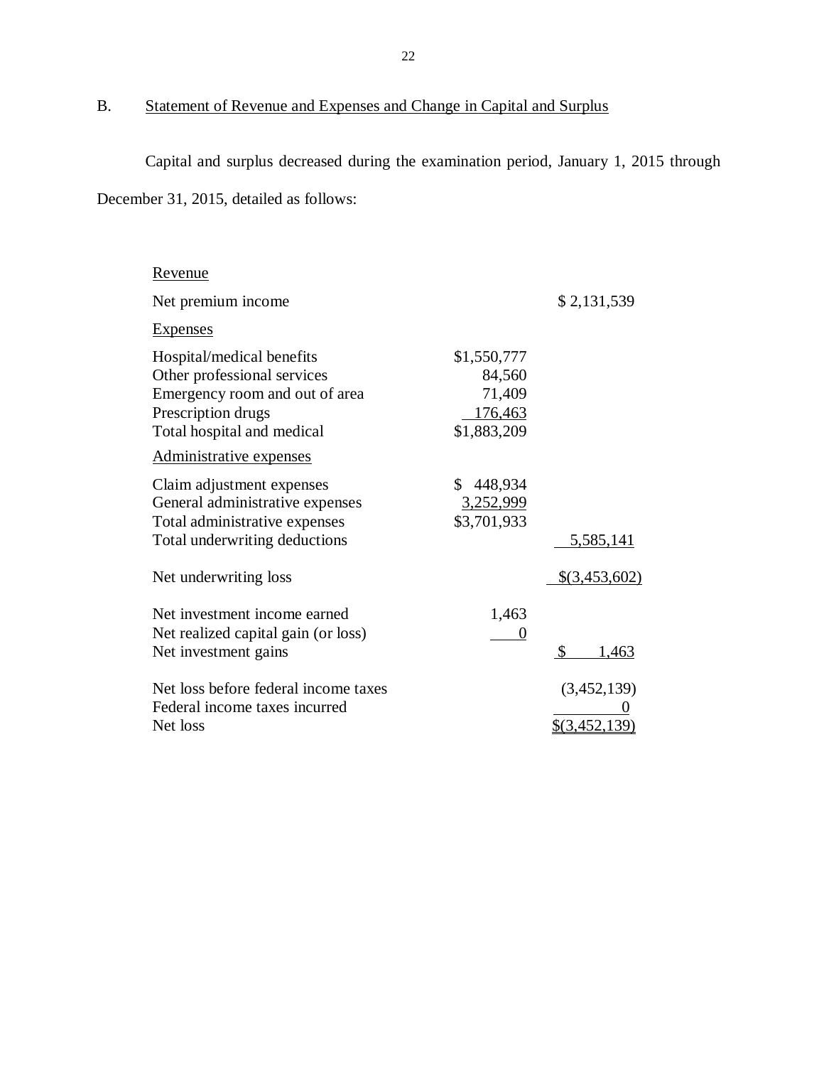## B. Statement of Revenue and Expenses and Change in Capital and Surplus

Capital and surplus decreased during the examination period, January 1, 2015 through December 31, 2015, detailed as follows:

| | | |
|---|---|---|
| Revenue | | |
| Net premium income | | $ 2,131,539 |
| Expenses | | |
| Hospital/medical benefits | $1,550,777 | |
| Other professional services | 84,560 | |
| Emergency room and out of area | 71,409 | |
| Prescription drugs | 176,463 | |
| Total hospital and medical | $1,883,209 | |
| Administrative expenses | | |
| Claim adjustment expenses | $ 448,934 | |
| General administrative expenses | 3,252,999 | |
| Total administrative expenses | $3,701,933 | |
| Total underwriting deductions | | 5,585,141 |
| Net underwriting loss | | $(3,453,602) |
| Net investment income earned | 1,463 | |
| Net realized capital gain (or loss) | 0 | |
| Net investment gains | | $ 1,463 |
| Net loss before federal income taxes | | (3,452,139) |
| Federal income taxes incurred | | 0 |
| Net loss | | $(3,452,139) |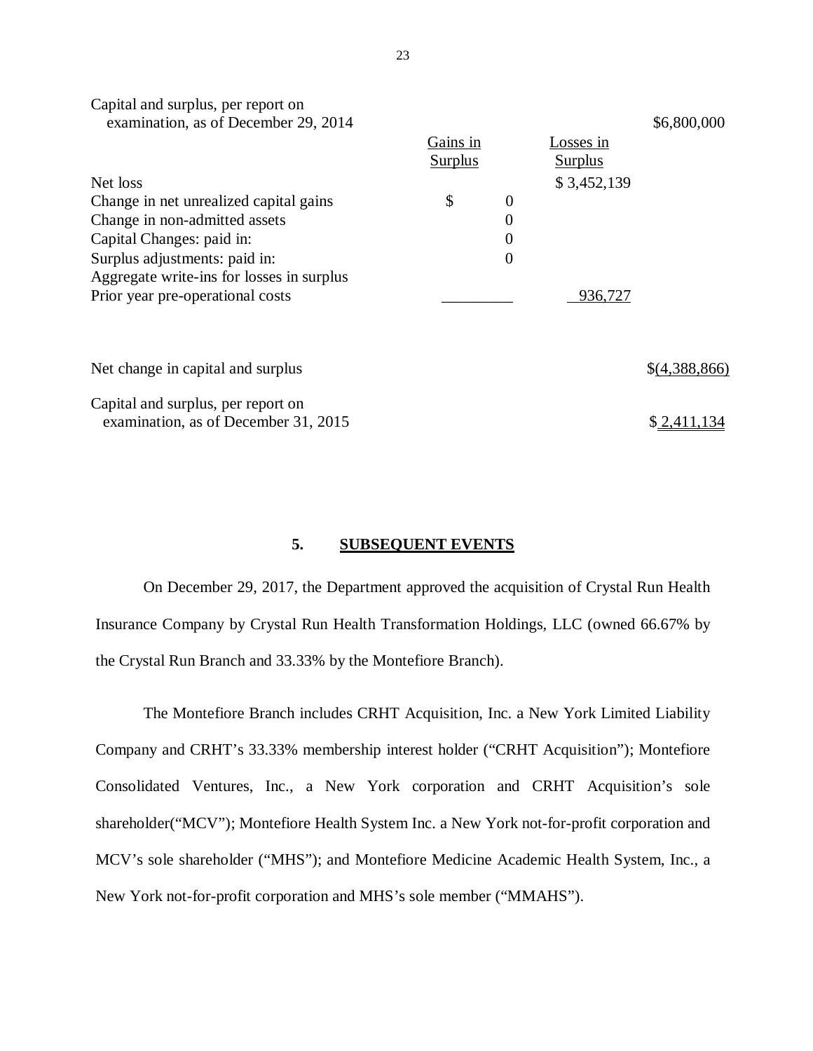| | Gains in Surplus | Losses in Surplus | |
|---|---|---|---|
| Capital and surplus, per report on examination, as of December 29, 2014 | | | $6,800,000 |
| Net loss | | $ 3,452,139 | |
| Change in net unrealized capital gains | $ 0 | | |
| Change in non-admitted assets | 0 | | |
| Capital Changes: paid in: | 0 | | |
| Surplus adjustments: paid in: | 0 | | |
| Aggregate write-ins for losses in surplus | | | |
| Prior year pre-operational costs | | 936,727 | |
| Net change in capital and surplus | | | $(4,388,866) |
| Capital and surplus, per report on examination, as of December 31, 2015 | | | $ 2,411,134 |

## 5. SUBSEQUENT EVENTS

On December 29, 2017, the Department approved the acquisition of Crystal Run Health Insurance Company by Crystal Run Health Transformation Holdings, LLC (owned 66.67% by the Crystal Run Branch and 33.33% by the Montefiore Branch).

The Montefiore Branch includes CRHT Acquisition, Inc. a New York Limited Liability Company and CRHT's 33.33% membership interest holder ("CRHT Acquisition"); Montefiore Consolidated Ventures, Inc., a New York corporation and CRHT Acquisition's sole shareholder("MCV"); Montefiore Health System Inc. a New York not-for-profit corporation and MCV's sole shareholder ("MHS"); and Montefiore Medicine Academic Health System, Inc., a New York not-for-profit corporation and MHS's sole member ("MMAHS").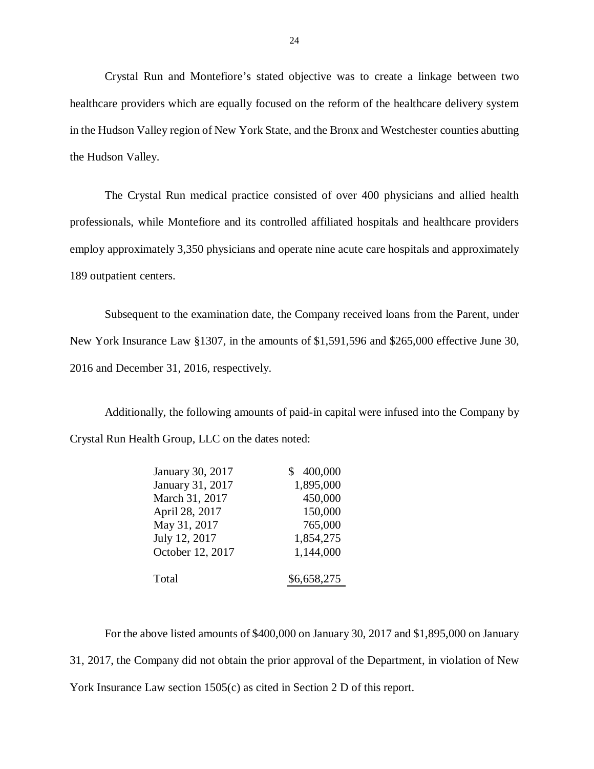Crystal Run and Montefiore's stated objective was to create a linkage between two healthcare providers which are equally focused on the reform of the healthcare delivery system in the Hudson Valley region of New York State, and the Bronx and Westchester counties abutting the Hudson Valley.

The Crystal Run medical practice consisted of over 400 physicians and allied health professionals, while Montefiore and its controlled affiliated hospitals and healthcare providers employ approximately 3,350 physicians and operate nine acute care hospitals and approximately 189 outpatient centers.

Subsequent to the examination date, the Company received loans from the Parent, under New York Insurance Law §1307, in the amounts of $1,591,596 and $265,000 effective June 30, 2016 and December 31, 2016, respectively.

Additionally, the following amounts of paid-in capital were infused into the Company by Crystal Run Health Group, LLC on the dates noted:

| Date | Amount |
|---|---|
| January 30, 2017 | $ 400,000 |
| January 31, 2017 | 1,895,000 |
| March 31, 2017 | 450,000 |
| April 28, 2017 | 150,000 |
| May 31, 2017 | 765,000 |
| July 12, 2017 | 1,854,275 |
| October 12, 2017 | 1,144,000 |
| Total | $6,658,275 |

For the above listed amounts of $400,000 on January 30, 2017 and $1,895,000 on January 31, 2017, the Company did not obtain the prior approval of the Department, in violation of New York Insurance Law section 1505(c) as cited in Section 2 D of this report.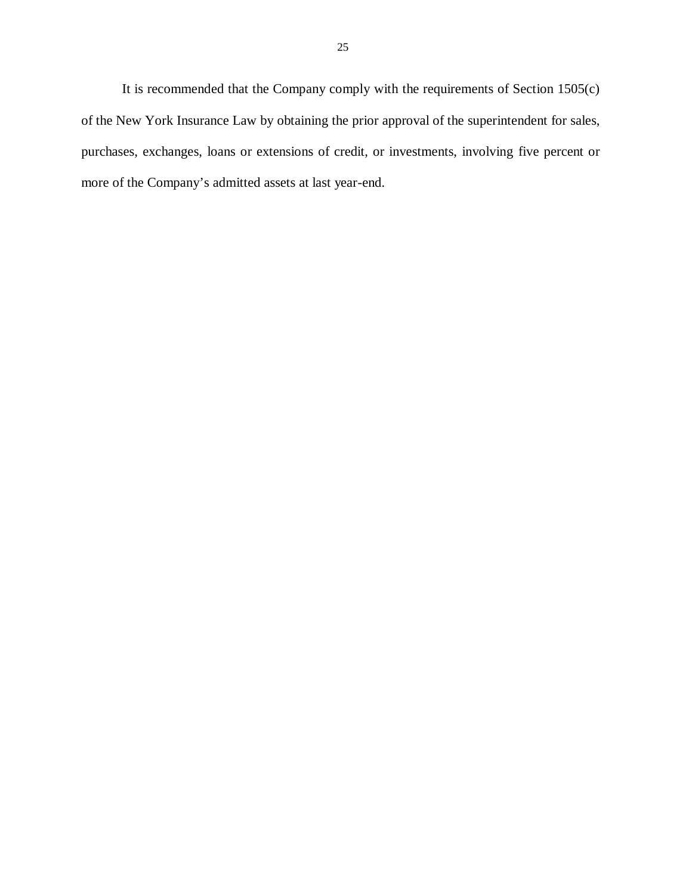It is recommended that the Company comply with the requirements of Section 1505(c) of the New York Insurance Law by obtaining the prior approval of the superintendent for sales, purchases, exchanges, loans or extensions of credit, or investments, involving five percent or more of the Company's admitted assets at last year-end.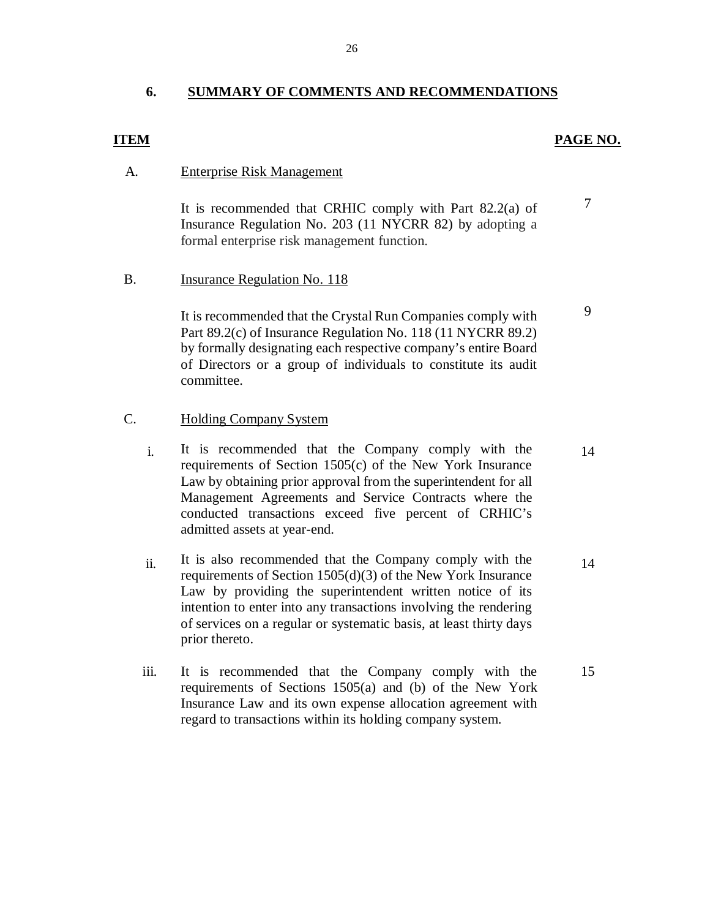## 6. SUMMARY OF COMMENTS AND RECOMMENDATIONS

| ITEM | | PAGE NO. |
|---|---|---|
| A. | Enterprise Risk Management | |
| | It is recommended that CRHIC comply with Part 82.2(a) of Insurance Regulation No. 203 (11 NYCRR 82) by adopting a formal enterprise risk management function. | 7 |
| B. | Insurance Regulation No. 118 | |
| | It is recommended that the Crystal Run Companies comply with Part 89.2(c) of Insurance Regulation No. 118 (11 NYCRR 89.2) by formally designating each respective company's entire Board of Directors or a group of individuals to constitute its audit committee. | 9 |
| C. | Holding Company System | |
| i. | It is recommended that the Company comply with the requirements of Section 1505(c) of the New York Insurance Law by obtaining prior approval from the superintendent for all Management Agreements and Service Contracts where the conducted transactions exceed five percent of CRHIC's admitted assets at year-end. | 14 |
| ii. | It is also recommended that the Company comply with the requirements of Section 1505(d)(3) of the New York Insurance Law by providing the superintendent written notice of its intention to enter into any transactions involving the rendering of services on a regular or systematic basis, at least thirty days prior thereto. | 14 |
| iii. | It is recommended that the Company comply with the requirements of Sections 1505(a) and (b) of the New York Insurance Law and its own expense allocation agreement with regard to transactions within its holding company system. | 15 |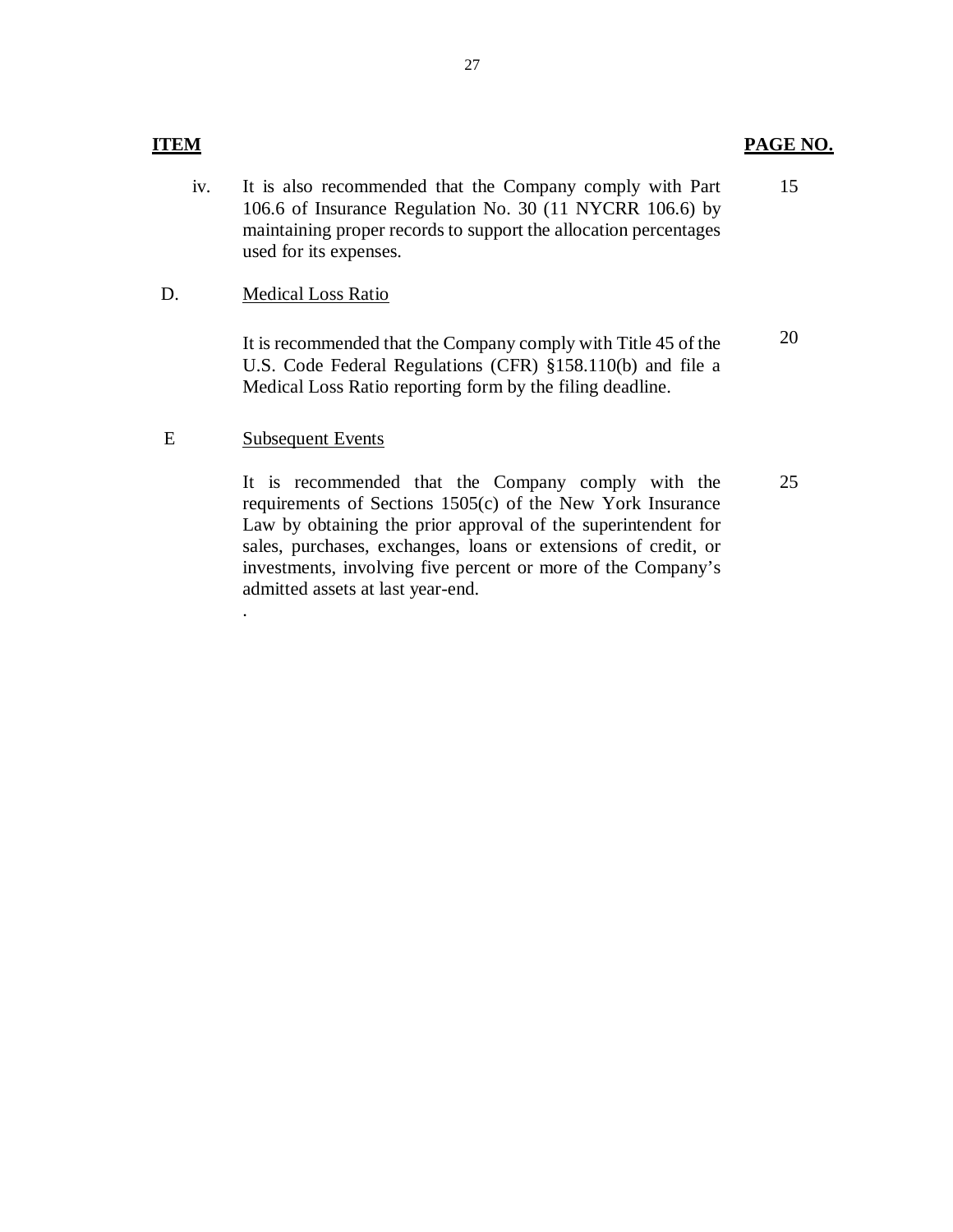| ITEM | | PAGE NO. |
|---|---|---|
| iv. | It is also recommended that the Company comply with Part 106.6 of Insurance Regulation No. 30 (11 NYCRR 106.6) by maintaining proper records to support the allocation percentages used for its expenses. | 15 |
| D. | Medical Loss Ratio | |
| | It is recommended that the Company comply with Title 45 of the U.S. Code Federal Regulations (CFR) §158.110(b) and file a Medical Loss Ratio reporting form by the filing deadline. | 20 |
| E | Subsequent Events | |
| | It is recommended that the Company comply with the requirements of Sections 1505(c) of the New York Insurance Law by obtaining the prior approval of the superintendent for sales, purchases, exchanges, loans or extensions of credit, or investments, involving five percent or more of the Company's admitted assets at last year-end. | 25 |

.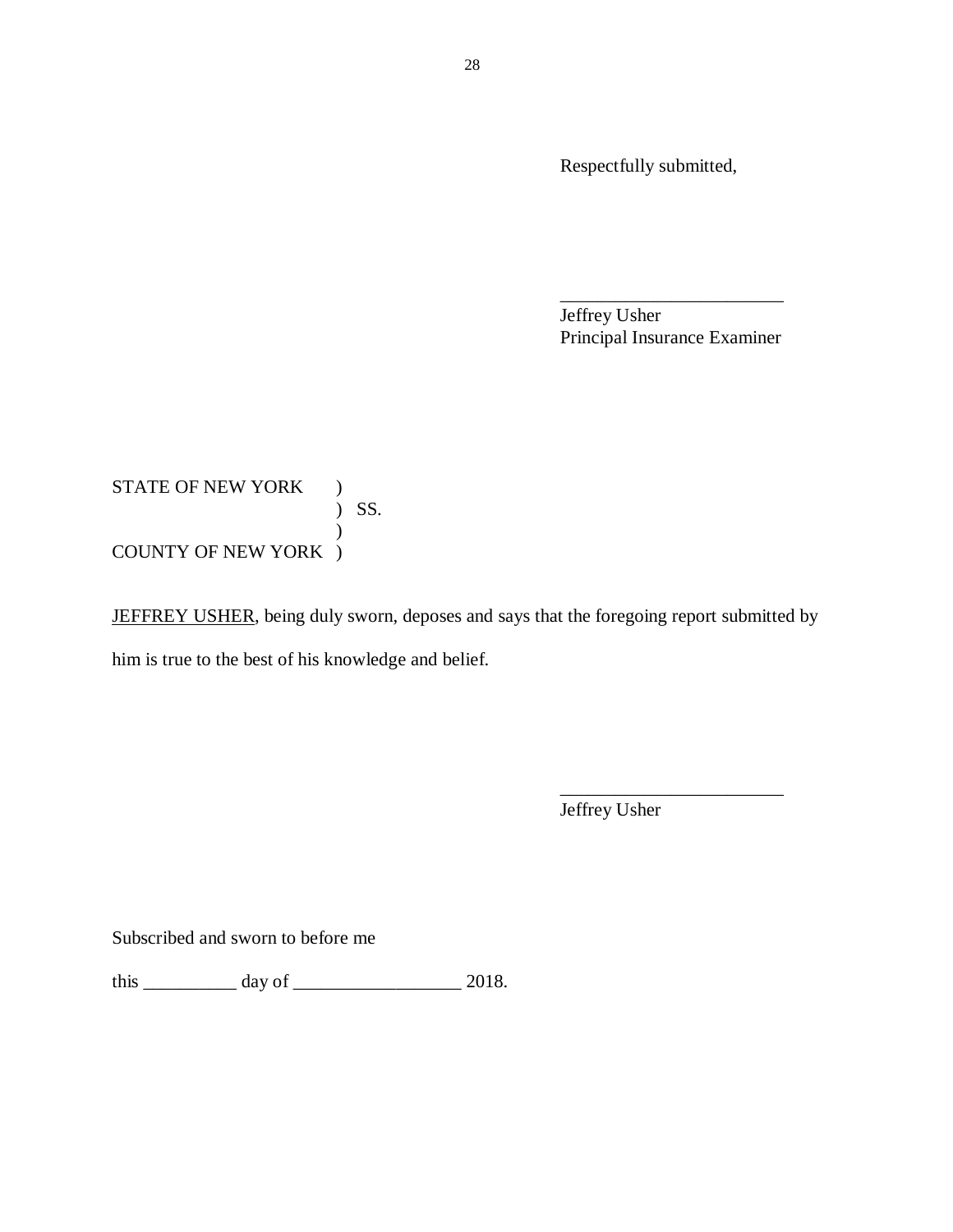Respectfully submitted,

\_\_\_\_\_\_\_\_\_\_\_\_\_\_\_\_\_\_\_\_\_\_\_\_
Jeffrey Usher
Principal Insurance Examiner

STATE OF NEW YORK )
) SS.
)
COUNTY OF NEW YORK )

JEFFREY USHER, being duly sworn, deposes and says that the foregoing report submitted by him is true to the best of his knowledge and belief.

\_\_\_\_\_\_\_\_\_\_\_\_\_\_\_\_\_\_\_\_\_\_\_\_
Jeffrey Usher

Subscribed and sworn to before me

this \_\_\_\_\_\_\_\_\_\_ day of \_\_\_\_\_\_\_\_\_\_\_\_\_\_\_\_\_\_ 2018.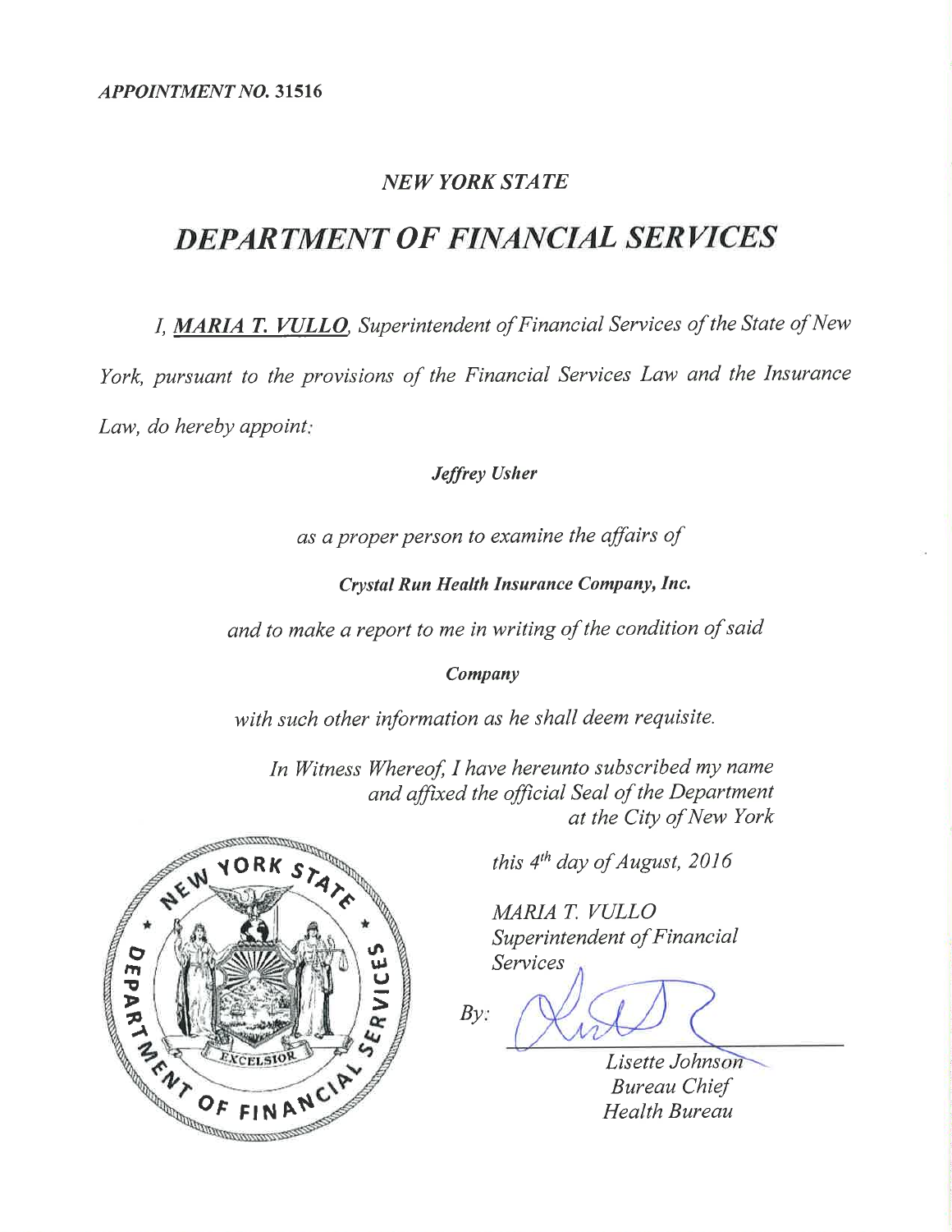*APPOINTMENT NO.* **31516**

## *NEW YORK STATE*

# *DEPARTMENT OF FINANCIAL SERVICES*

*I,* ***MARIA T. VULLO****, Superintendent of Financial Services of the State of New York, pursuant to the provisions of the Financial Services Law and the Insurance Law, do hereby appoint:*

***Jeffrey Usher***

*as a proper person to examine the affairs of*

***Crystal Run Health Insurance Company, Inc.***

*and to make a report to me in writing of the condition of said*

***Company***

*with such other information as he shall deem requisite.*

*In Witness Whereof, I have hereunto subscribed my name and affixed the official Seal of the Department at the City of New York*

*this 4th day of August, 2016*

*MARIA T. VULLO*
*Superintendent of Financial Services*

*By:*

*Lisette Johnson*
*Bureau Chief*
*Health Bureau*